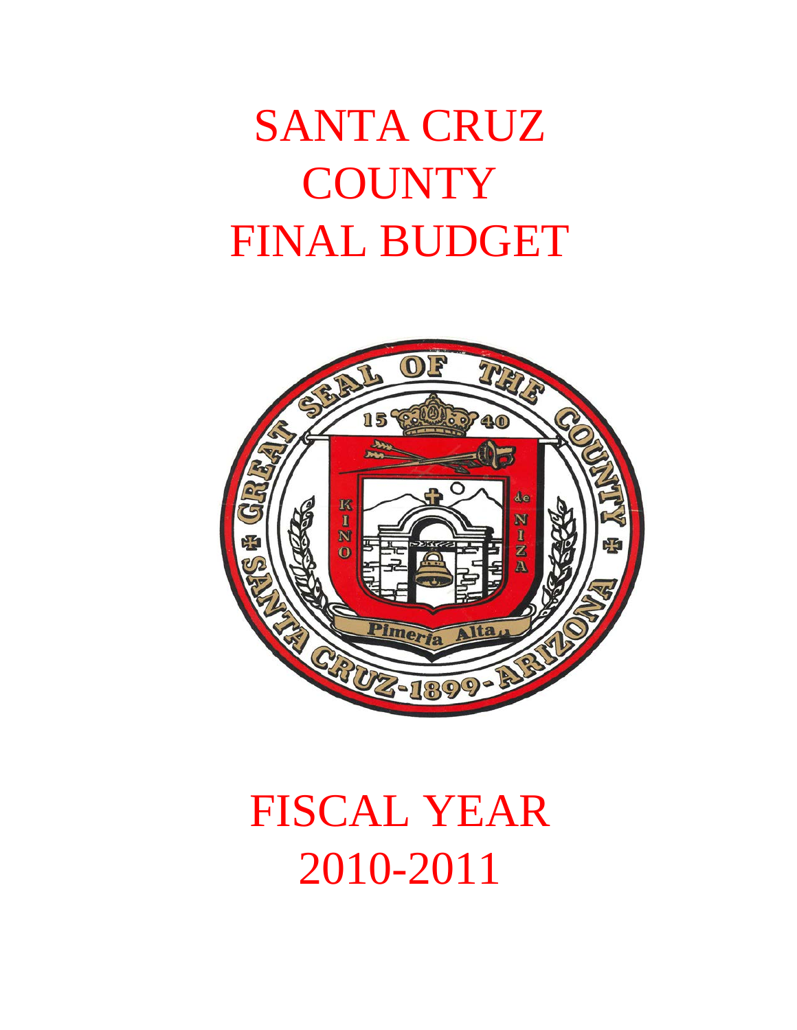# SANTA CRUZ COUNTY FINAL BUDGET

# FISCAL YEAR 2010-2011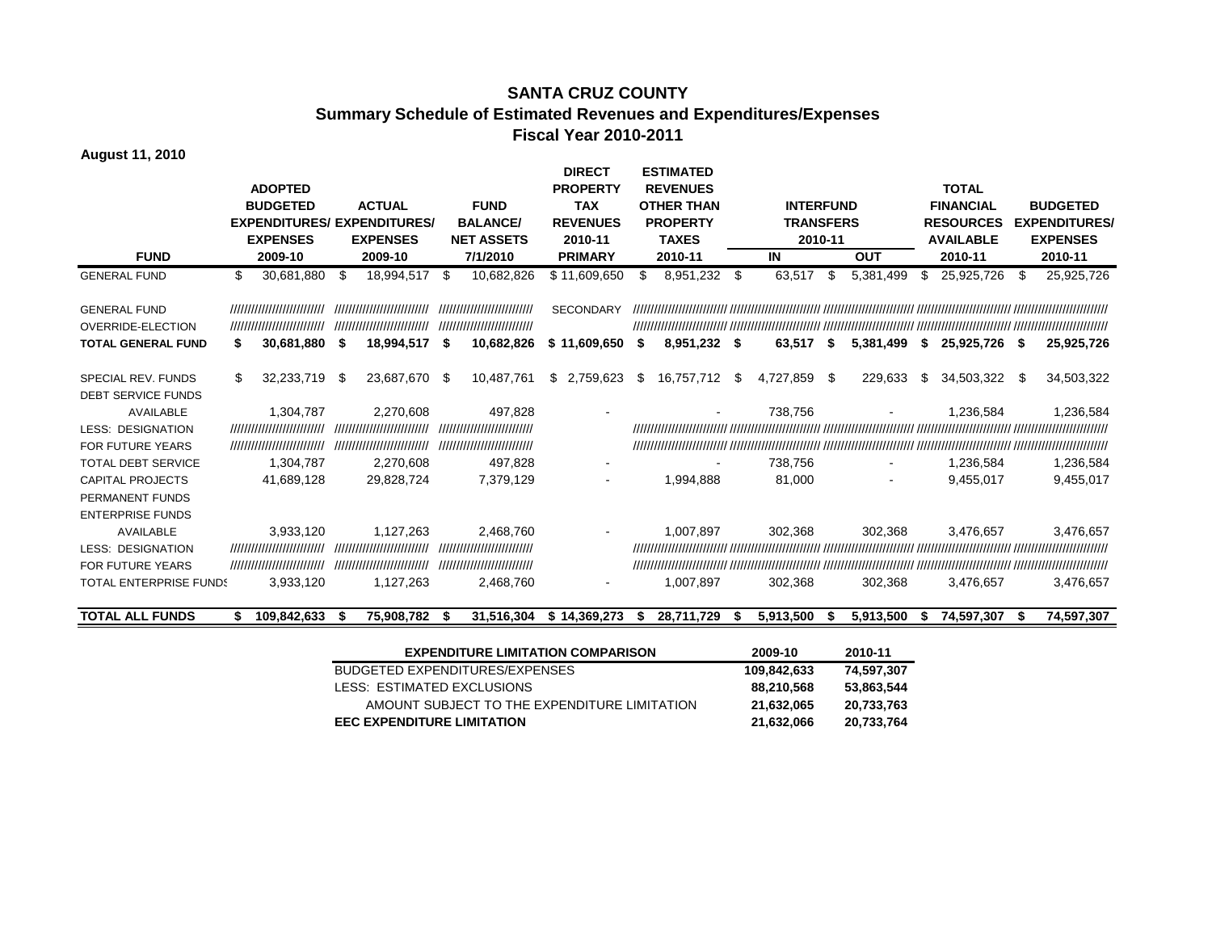# SANTA CRUZ COUNTY
## Summary Schedule of Estimated Revenues and Expenditures/Expenses
### Fiscal Year 2010-2011

**August 11, 2010**

| FUND | ADOPTED BUDGETED EXPENDITURES/ EXPENSES 2009-10 | ACTUAL EXPENDITURES/ EXPENSES 2009-10 | FUND BALANCE/ NET ASSETS 7/1/2010 | DIRECT PROPERTY TAX REVENUES 2010-11 PRIMARY | ESTIMATED REVENUES OTHER THAN PROPERTY TAXES 2010-11 | INTERFUND TRANSFERS 2010-11 IN | INTERFUND TRANSFERS 2010-11 OUT | TOTAL FINANCIAL RESOURCES AVAILABLE 2010-11 | BUDGETED EXPENDITURES/ EXPENSES 2010-11 |
|---|---|---|---|---|---|---|---|---|---|
| GENERAL FUND | $ 30,681,880 | $ 18,994,517 | $ 10,682,826 | $ 11,609,650 | $ 8,951,232 | $ 63,517 | $ 5,381,499 | $ 25,925,726 | $ 25,925,726 |
| GENERAL FUND | ////////// | ////////// | ////////// | SECONDARY | ////////// | ////////// | ////////// | ////////// | ////////// |
| OVERRIDE-ELECTION | ////////// | ////////// | ////////// | | ////////// | ////////// | ////////// | ////////// | ////////// |
| **TOTAL GENERAL FUND** | **$ 30,681,880** | **$ 18,994,517** | **$ 10,682,826** | **$ 11,609,650** | **$ 8,951,232** | **$ 63,517** | **$ 5,381,499** | **$ 25,925,726** | **$ 25,925,726** |
| SPECIAL REV. FUNDS | $ 32,233,719 | $ 23,687,670 | $ 10,487,761 | $ 2,759,623 | $ 16,757,712 | $ 4,727,859 | $ 229,633 | $ 34,503,322 | $ 34,503,322 |
| DEBT SERVICE FUNDS | | | | | | | | | |
| AVAILABLE | 1,304,787 | 2,270,608 | 497,828 | - | - | 738,756 | - | 1,236,584 | 1,236,584 |
| LESS: DESIGNATION | ////////// | ////////// | ////////// | | ////////// | ////////// | ////////// | ////////// | ////////// |
| FOR FUTURE YEARS | ////////// | ////////// | ////////// | | ////////// | ////////// | ////////// | ////////// | ////////// |
| TOTAL DEBT SERVICE | 1,304,787 | 2,270,608 | 497,828 | - | - | 738,756 | - | 1,236,584 | 1,236,584 |
| CAPITAL PROJECTS | 41,689,128 | 29,828,724 | 7,379,129 | - | 1,994,888 | 81,000 | - | 9,455,017 | 9,455,017 |
| PERMANENT FUNDS | | | | | | | | | |
| ENTERPRISE FUNDS | | | | | | | | | |
| AVAILABLE | 3,933,120 | 1,127,263 | 2,468,760 | - | 1,007,897 | 302,368 | 302,368 | 3,476,657 | 3,476,657 |
| LESS: DESIGNATION | ////////// | ////////// | ////////// | | ////////// | ////////// | ////////// | ////////// | ////////// |
| FOR FUTURE YEARS | ////////// | ////////// | ////////// | | ////////// | ////////// | ////////// | ////////// | ////////// |
| TOTAL ENTERPRISE FUNDS | 3,933,120 | 1,127,263 | 2,468,760 | - | 1,007,897 | 302,368 | 302,368 | 3,476,657 | 3,476,657 |
| **TOTAL ALL FUNDS** | **$ 109,842,633** | **$ 75,908,782** | **$ 31,516,304** | **$ 14,369,273** | **$ 28,711,729** | **$ 5,913,500** | **$ 5,913,500** | **$ 74,597,307** | **$ 74,597,307** |

| EXPENDITURE LIMITATION COMPARISON | 2009-10 | 2010-11 |
|---|---|---|
| BUDGETED EXPENDITURES/EXPENSES | 109,842,633 | 74,597,307 |
| LESS: ESTIMATED EXCLUSIONS | 88,210,568 | 53,863,544 |
| AMOUNT SUBJECT TO THE EXPENDITURE LIMITATION | 21,632,065 | 20,733,763 |
| **EEC EXPENDITURE LIMITATION** | **21,632,066** | **20,733,764** |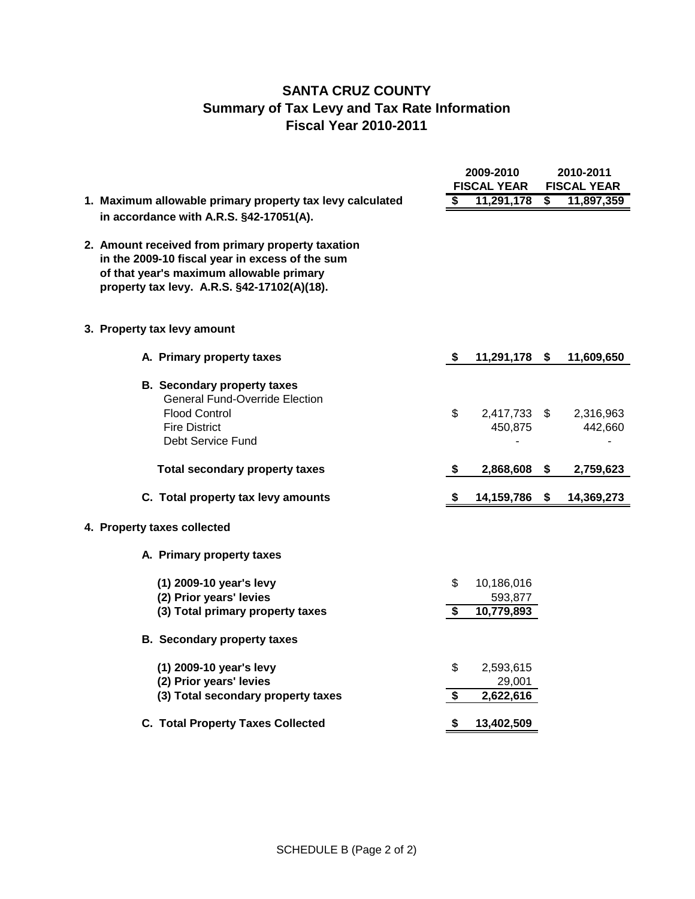# SANTA CRUZ COUNTY
## Summary of Tax Levy and Tax Rate Information
## Fiscal Year 2010-2011

| | 2009-2010 FISCAL YEAR | 2010-2011 FISCAL YEAR |
|---|---|---|
| **1. Maximum allowable primary property tax levy calculated in accordance with A.R.S. §42-17051(A).** | **$ 11,291,178** | **$ 11,897,359** |
| **2. Amount received from primary property taxation in the 2009-10 fiscal year in excess of the sum of that year's maximum allowable primary property tax levy. A.R.S. §42-17102(A)(18).** | | |
| **3. Property tax levy amount** | | |
| **A. Primary property taxes** | **$ 11,291,178** | **$ 11,609,650** |
| **B. Secondary property taxes** | | |
| General Fund-Override Election | | |
| Flood Control | $ 2,417,733 | $ 2,316,963 |
| Fire District | 450,875 | 442,660 |
| Debt Service Fund | - | - |
| **Total secondary property taxes** | **$ 2,868,608** | **$ 2,759,623** |
| **C. Total property tax levy amounts** | **$ 14,159,786** | **$ 14,369,273** |
| **4. Property taxes collected** | | |
| **A. Primary property taxes** | | |
| **(1) 2009-10 year's levy** | $ 10,186,016 | |
| **(2) Prior years' levies** | 593,877 | |
| **(3) Total primary property taxes** | **$ 10,779,893** | |
| **B. Secondary property taxes** | | |
| **(1) 2009-10 year's levy** | $ 2,593,615 | |
| **(2) Prior years' levies** | 29,001 | |
| **(3) Total secondary property taxes** | **$ 2,622,616** | |
| **C. Total Property Taxes Collected** | **$ 13,402,509** | |

SCHEDULE B (Page 2 of 2)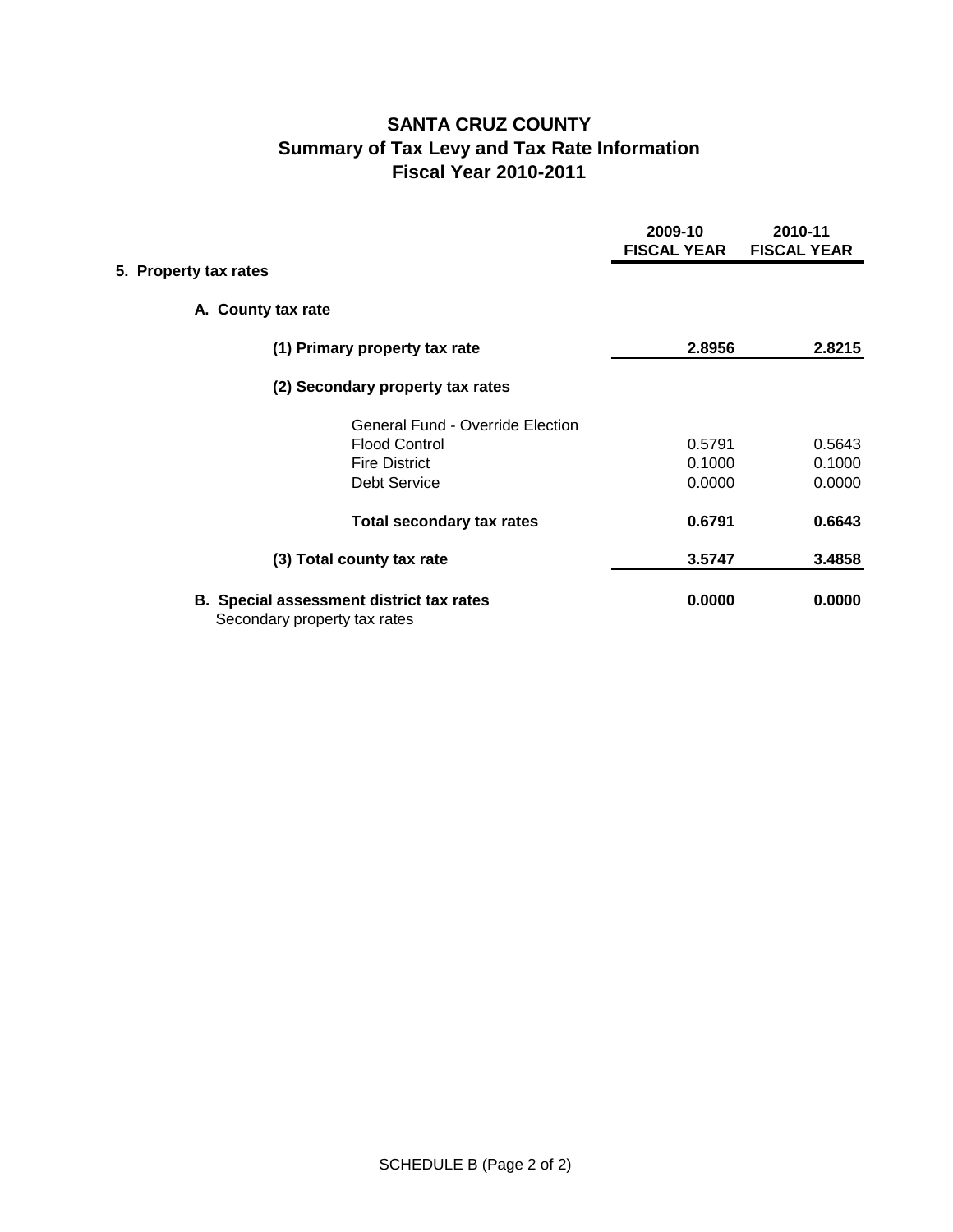# SANTA CRUZ COUNTY
## Summary of Tax Levy and Tax Rate Information
## Fiscal Year 2010-2011

| | 2009-10 FISCAL YEAR | 2010-11 FISCAL YEAR |
|---|---|---|
| **5. Property tax rates** | | |
| **A. County tax rate** | | |
| **(1) Primary property tax rate** | **2.8956** | **2.8215** |
| **(2) Secondary property tax rates** | | |
| General Fund - Override Election | | |
| Flood Control | 0.5791 | 0.5643 |
| Fire District | 0.1000 | 0.1000 |
| Debt Service | 0.0000 | 0.0000 |
| **Total secondary tax rates** | **0.6791** | **0.6643** |
| **(3) Total county tax rate** | **3.5747** | **3.4858** |
| **B. Special assessment district tax rates** Secondary property tax rates | **0.0000** | **0.0000** |

SCHEDULE B (Page 2 of 2)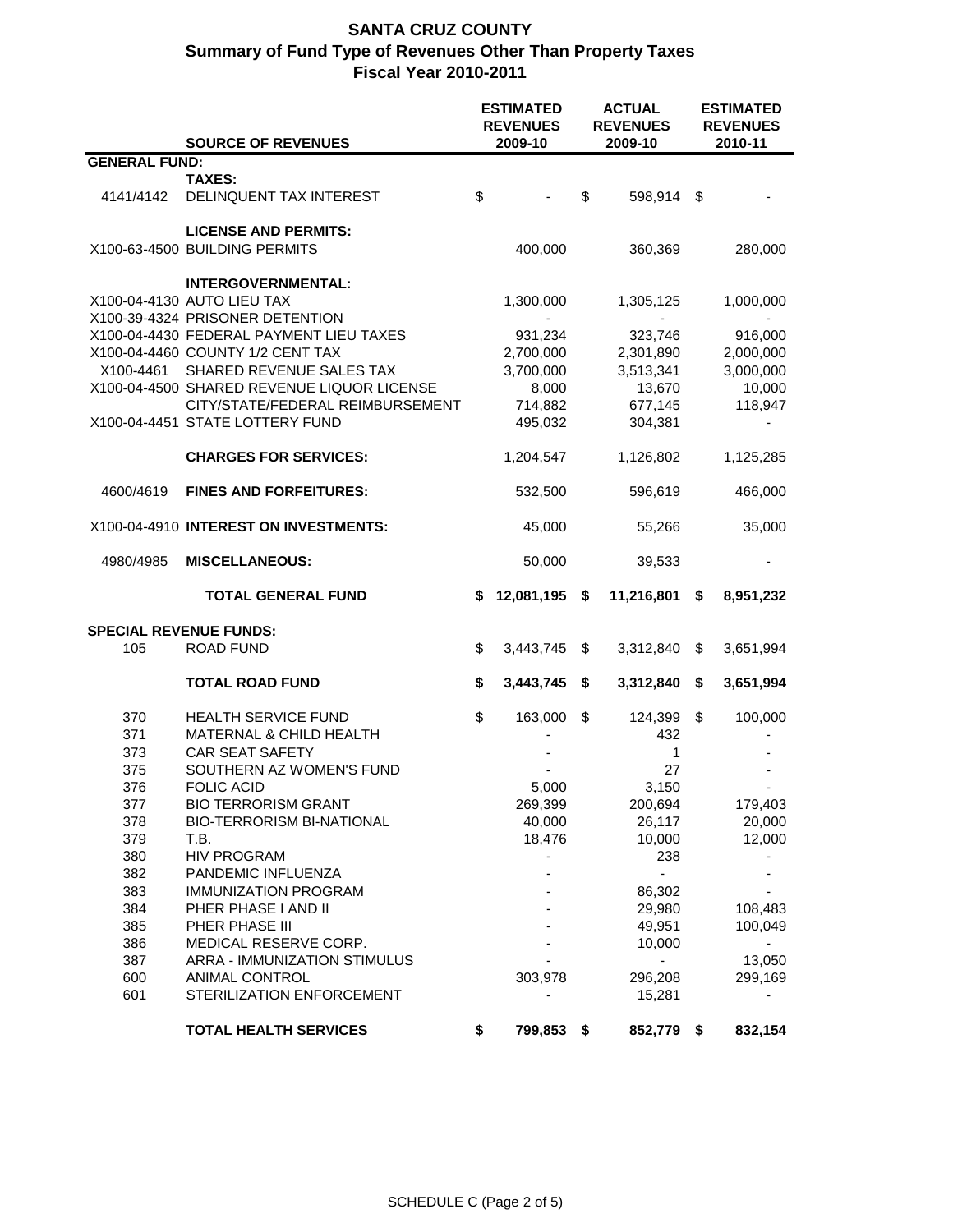# SANTA CRUZ COUNTY
## Summary of Fund Type of Revenues Other Than Property Taxes
### Fiscal Year 2010-2011

| | SOURCE OF REVENUES | ESTIMATED REVENUES 2009-10 | ACTUAL REVENUES 2009-10 | ESTIMATED REVENUES 2010-11 |
|---|---|---|---|---|
| **GENERAL FUND:** | | | | |
| | **TAXES:** | | | |
| 4141/4142 | DELINQUENT TAX INTEREST | $ - | $ 598,914 | $ - |
| | **LICENSE AND PERMITS:** | | | |
| X100-63-4500 | BUILDING PERMITS | 400,000 | 360,369 | 280,000 |
| | **INTERGOVERNMENTAL:** | | | |
| X100-04-4130 | AUTO LIEU TAX | 1,300,000 | 1,305,125 | 1,000,000 |
| X100-39-4324 | PRISONER DETENTION | - | - | - |
| X100-04-4430 | FEDERAL PAYMENT LIEU TAXES | 931,234 | 323,746 | 916,000 |
| X100-04-4460 | COUNTY 1/2 CENT TAX | 2,700,000 | 2,301,890 | 2,000,000 |
| X100-4461 | SHARED REVENUE SALES TAX | 3,700,000 | 3,513,341 | 3,000,000 |
| X100-04-4500 | SHARED REVENUE LIQUOR LICENSE | 8,000 | 13,670 | 10,000 |
| | CITY/STATE/FEDERAL REIMBURSEMENT | 714,882 | 677,145 | 118,947 |
| X100-04-4451 | STATE LOTTERY FUND | 495,032 | 304,381 | - |
| | **CHARGES FOR SERVICES:** | 1,204,547 | 1,126,802 | 1,125,285 |
| 4600/4619 | **FINES AND FORFEITURES:** | 532,500 | 596,619 | 466,000 |
| X100-04-4910 | **INTEREST ON INVESTMENTS:** | 45,000 | 55,266 | 35,000 |
| 4980/4985 | **MISCELLANEOUS:** | 50,000 | 39,533 | - |
| | **TOTAL GENERAL FUND** | **$ 12,081,195** | **$ 11,216,801** | **$ 8,951,232** |
| **SPECIAL REVENUE FUNDS:** | | | | |
| 105 | ROAD FUND | $ 3,443,745 | $ 3,312,840 | $ 3,651,994 |
| | **TOTAL ROAD FUND** | **$ 3,443,745** | **$ 3,312,840** | **$ 3,651,994** |
| 370 | HEALTH SERVICE FUND | $ 163,000 | $ 124,399 | $ 100,000 |
| 371 | MATERNAL & CHILD HEALTH | - | 432 | - |
| 373 | CAR SEAT SAFETY | - | 1 | - |
| 375 | SOUTHERN AZ WOMEN'S FUND | - | 27 | - |
| 376 | FOLIC ACID | 5,000 | 3,150 | - |
| 377 | BIO TERRORISM GRANT | 269,399 | 200,694 | 179,403 |
| 378 | BIO-TERRORISM BI-NATIONAL | 40,000 | 26,117 | 20,000 |
| 379 | T.B. | 18,476 | 10,000 | 12,000 |
| 380 | HIV PROGRAM | - | 238 | - |
| 382 | PANDEMIC INFLUENZA | - | - | - |
| 383 | IMMUNIZATION PROGRAM | - | 86,302 | - |
| 384 | PHER PHASE I AND II | - | 29,980 | 108,483 |
| 385 | PHER PHASE III | - | 49,951 | 100,049 |
| 386 | MEDICAL RESERVE CORP. | - | 10,000 | - |
| 387 | ARRA - IMMUNIZATION STIMULUS | - | - | 13,050 |
| 600 | ANIMAL CONTROL | 303,978 | 296,208 | 299,169 |
| 601 | STERILIZATION ENFORCEMENT | - | 15,281 | - |
| | **TOTAL HEALTH SERVICES** | **$ 799,853** | **$ 852,779** | **$ 832,154** |

SCHEDULE C (Page 2 of 5)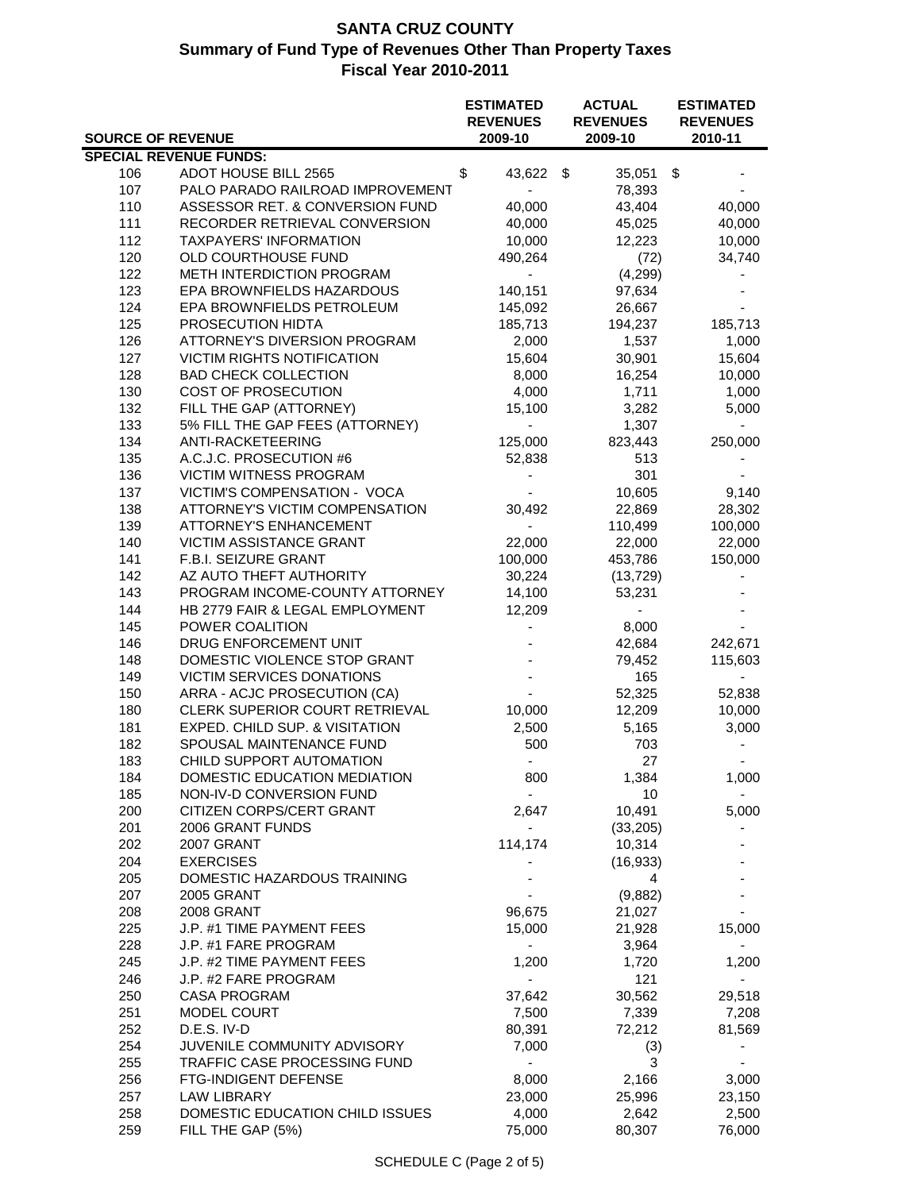# SANTA CRUZ COUNTY
## Summary of Fund Type of Revenues Other Than Property Taxes
### Fiscal Year 2010-2011

| SOURCE OF REVENUE | | ESTIMATED REVENUES 2009-10 | ACTUAL REVENUES 2009-10 | ESTIMATED REVENUES 2010-11 |
|---|---|---|---|---|
| **SPECIAL REVENUE FUNDS:** | | | | |
| 106 | ADOT HOUSE BILL 2565 | $ 43,622 | $ 35,051 | $ - |
| 107 | PALO PARADO RAILROAD IMPROVEMENT | - | 78,393 | - |
| 110 | ASSESSOR RET. & CONVERSION FUND | 40,000 | 43,404 | 40,000 |
| 111 | RECORDER RETRIEVAL CONVERSION | 40,000 | 45,025 | 40,000 |
| 112 | TAXPAYERS' INFORMATION | 10,000 | 12,223 | 10,000 |
| 120 | OLD COURTHOUSE FUND | 490,264 | (72) | 34,740 |
| 122 | METH INTERDICTION PROGRAM | - | (4,299) | - |
| 123 | EPA BROWNFIELDS HAZARDOUS | 140,151 | 97,634 | - |
| 124 | EPA BROWNFIELDS PETROLEUM | 145,092 | 26,667 | - |
| 125 | PROSECUTION HIDTA | 185,713 | 194,237 | 185,713 |
| 126 | ATTORNEY'S DIVERSION PROGRAM | 2,000 | 1,537 | 1,000 |
| 127 | VICTIM RIGHTS NOTIFICATION | 15,604 | 30,901 | 15,604 |
| 128 | BAD CHECK COLLECTION | 8,000 | 16,254 | 10,000 |
| 130 | COST OF PROSECUTION | 4,000 | 1,711 | 1,000 |
| 132 | FILL THE GAP (ATTORNEY) | 15,100 | 3,282 | 5,000 |
| 133 | 5% FILL THE GAP FEES (ATTORNEY) | - | 1,307 | - |
| 134 | ANTI-RACKETEERING | 125,000 | 823,443 | 250,000 |
| 135 | A.C.J.C. PROSECUTION #6 | 52,838 | 513 | - |
| 136 | VICTIM WITNESS PROGRAM | - | 301 | - |
| 137 | VICTIM'S COMPENSATION - VOCA | - | 10,605 | 9,140 |
| 138 | ATTORNEY'S VICTIM COMPENSATION | 30,492 | 22,869 | 28,302 |
| 139 | ATTORNEY'S ENHANCEMENT | - | 110,499 | 100,000 |
| 140 | VICTIM ASSISTANCE GRANT | 22,000 | 22,000 | 22,000 |
| 141 | F.B.I. SEIZURE GRANT | 100,000 | 453,786 | 150,000 |
| 142 | AZ AUTO THEFT AUTHORITY | 30,224 | (13,729) | - |
| 143 | PROGRAM INCOME-COUNTY ATTORNEY | 14,100 | 53,231 | - |
| 144 | HB 2779 FAIR & LEGAL EMPLOYMENT | 12,209 | - | - |
| 145 | POWER COALITION | - | 8,000 | - |
| 146 | DRUG ENFORCEMENT UNIT | - | 42,684 | 242,671 |
| 148 | DOMESTIC VIOLENCE STOP GRANT | - | 79,452 | 115,603 |
| 149 | VICTIM SERVICES DONATIONS | - | 165 | - |
| 150 | ARRA - ACJC PROSECUTION (CA) | - | 52,325 | 52,838 |
| 180 | CLERK SUPERIOR COURT RETRIEVAL | 10,000 | 12,209 | 10,000 |
| 181 | EXPED. CHILD SUP. & VISITATION | 2,500 | 5,165 | 3,000 |
| 182 | SPOUSAL MAINTENANCE FUND | 500 | 703 | - |
| 183 | CHILD SUPPORT AUTOMATION | - | 27 | - |
| 184 | DOMESTIC EDUCATION MEDIATION | 800 | 1,384 | 1,000 |
| 185 | NON-IV-D CONVERSION FUND | - | 10 | - |
| 200 | CITIZEN CORPS/CERT GRANT | 2,647 | 10,491 | 5,000 |
| 201 | 2006 GRANT FUNDS | - | (33,205) | - |
| 202 | 2007 GRANT | 114,174 | 10,314 | - |
| 204 | EXERCISES | - | (16,933) | - |
| 205 | DOMESTIC HAZARDOUS TRAINING | - | 4 | - |
| 207 | 2005 GRANT | - | (9,882) | - |
| 208 | 2008 GRANT | 96,675 | 21,027 | - |
| 225 | J.P. #1 TIME PAYMENT FEES | 15,000 | 21,928 | 15,000 |
| 228 | J.P. #1 FARE PROGRAM | - | 3,964 | - |
| 245 | J.P. #2 TIME PAYMENT FEES | 1,200 | 1,720 | 1,200 |
| 246 | J.P. #2 FARE PROGRAM | - | 121 | - |
| 250 | CASA PROGRAM | 37,642 | 30,562 | 29,518 |
| 251 | MODEL COURT | 7,500 | 7,339 | 7,208 |
| 252 | D.E.S. IV-D | 80,391 | 72,212 | 81,569 |
| 254 | JUVENILE COMMUNITY ADVISORY | 7,000 | (3) | - |
| 255 | TRAFFIC CASE PROCESSING FUND | - | 3 | - |
| 256 | FTG-INDIGENT DEFENSE | 8,000 | 2,166 | 3,000 |
| 257 | LAW LIBRARY | 23,000 | 25,996 | 23,150 |
| 258 | DOMESTIC EDUCATION CHILD ISSUES | 4,000 | 2,642 | 2,500 |
| 259 | FILL THE GAP (5%) | 75,000 | 80,307 | 76,000 |

SCHEDULE C (Page 2 of 5)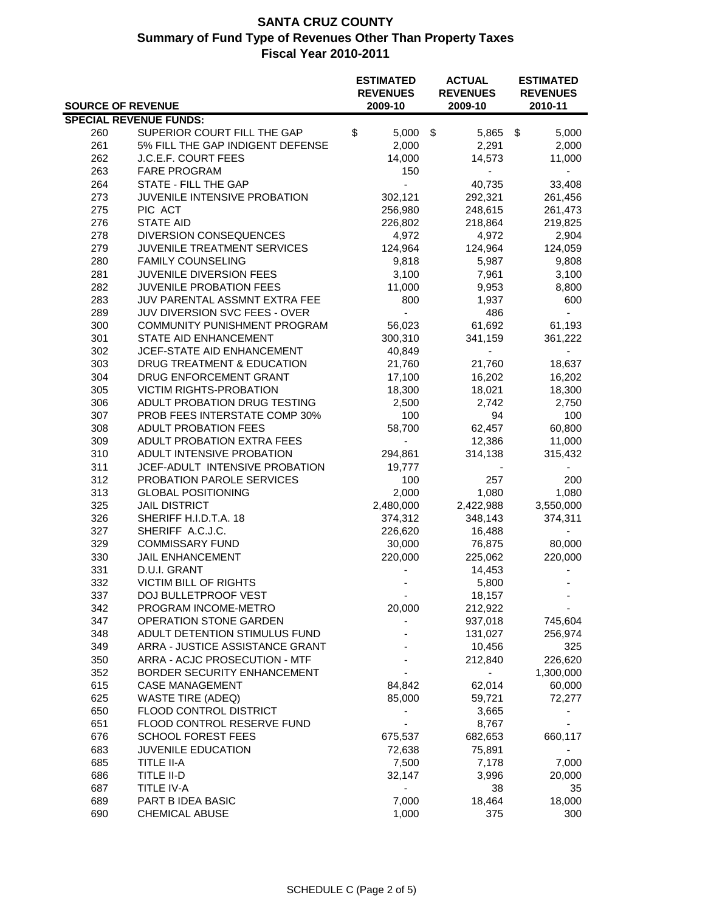# SANTA CRUZ COUNTY

## Summary of Fund Type of Revenues Other Than Property Taxes

### Fiscal Year 2010-2011

| SOURCE OF REVENUE | | ESTIMATED REVENUES 2009-10 | ACTUAL REVENUES 2009-10 | ESTIMATED REVENUES 2010-11 |
|---|---|---|---|---|
| **SPECIAL REVENUE FUNDS:** | | | | |
| 260 | SUPERIOR COURT FILL THE GAP | $ 5,000 | $ 5,865 | $ 5,000 |
| 261 | 5% FILL THE GAP INDIGENT DEFENSE | 2,000 | 2,291 | 2,000 |
| 262 | J.C.E.F. COURT FEES | 14,000 | 14,573 | 11,000 |
| 263 | FARE PROGRAM | 150 | - | - |
| 264 | STATE - FILL THE GAP | - | 40,735 | 33,408 |
| 273 | JUVENILE INTENSIVE PROBATION | 302,121 | 292,321 | 261,456 |
| 275 | PIC ACT | 256,980 | 248,615 | 261,473 |
| 276 | STATE AID | 226,802 | 218,864 | 219,825 |
| 278 | DIVERSION CONSEQUENCES | 4,972 | 4,972 | 2,904 |
| 279 | JUVENILE TREATMENT SERVICES | 124,964 | 124,964 | 124,059 |
| 280 | FAMILY COUNSELING | 9,818 | 5,987 | 9,808 |
| 281 | JUVENILE DIVERSION FEES | 3,100 | 7,961 | 3,100 |
| 282 | JUVENILE PROBATION FEES | 11,000 | 9,953 | 8,800 |
| 283 | JUV PARENTAL ASSMNT EXTRA FEE | 800 | 1,937 | 600 |
| 289 | JUV DIVERSION SVC FEES - OVER | - | 486 | - |
| 300 | COMMUNITY PUNISHMENT PROGRAM | 56,023 | 61,692 | 61,193 |
| 301 | STATE AID ENHANCEMENT | 300,310 | 341,159 | 361,222 |
| 302 | JCEF-STATE AID ENHANCEMENT | 40,849 | - | - |
| 303 | DRUG TREATMENT & EDUCATION | 21,760 | 21,760 | 18,637 |
| 304 | DRUG ENFORCEMENT GRANT | 17,100 | 16,202 | 16,202 |
| 305 | VICTIM RIGHTS-PROBATION | 18,300 | 18,021 | 18,300 |
| 306 | ADULT PROBATION DRUG TESTING | 2,500 | 2,742 | 2,750 |
| 307 | PROB FEES INTERSTATE COMP 30% | 100 | 94 | 100 |
| 308 | ADULT PROBATION FEES | 58,700 | 62,457 | 60,800 |
| 309 | ADULT PROBATION EXTRA FEES | - | 12,386 | 11,000 |
| 310 | ADULT INTENSIVE PROBATION | 294,861 | 314,138 | 315,432 |
| 311 | JCEF-ADULT INTENSIVE PROBATION | 19,777 | - | - |
| 312 | PROBATION PAROLE SERVICES | 100 | 257 | 200 |
| 313 | GLOBAL POSITIONING | 2,000 | 1,080 | 1,080 |
| 325 | JAIL DISTRICT | 2,480,000 | 2,422,988 | 3,550,000 |
| 326 | SHERIFF H.I.D.T.A. 18 | 374,312 | 348,143 | 374,311 |
| 327 | SHERIFF A.C.J.C. | 226,620 | 16,488 | - |
| 329 | COMMISSARY FUND | 30,000 | 76,875 | 80,000 |
| 330 | JAIL ENHANCEMENT | 220,000 | 225,062 | 220,000 |
| 331 | D.U.I. GRANT | - | 14,453 | - |
| 332 | VICTIM BILL OF RIGHTS | - | 5,800 | - |
| 337 | DOJ BULLETPROOF VEST | - | 18,157 | - |
| 342 | PROGRAM INCOME-METRO | 20,000 | 212,922 | - |
| 347 | OPERATION STONE GARDEN | - | 937,018 | 745,604 |
| 348 | ADULT DETENTION STIMULUS FUND | - | 131,027 | 256,974 |
| 349 | ARRA - JUSTICE ASSISTANCE GRANT | - | 10,456 | 325 |
| 350 | ARRA - ACJC PROSECUTION - MTF | - | 212,840 | 226,620 |
| 352 | BORDER SECURITY ENHANCEMENT | - | - | 1,300,000 |
| 615 | CASE MANAGEMENT | 84,842 | 62,014 | 60,000 |
| 625 | WASTE TIRE (ADEQ) | 85,000 | 59,721 | 72,277 |
| 650 | FLOOD CONTROL DISTRICT | - | 3,665 | - |
| 651 | FLOOD CONTROL RESERVE FUND | - | 8,767 | - |
| 676 | SCHOOL FOREST FEES | 675,537 | 682,653 | 660,117 |
| 683 | JUVENILE EDUCATION | 72,638 | 75,891 | - |
| 685 | TITLE II-A | 7,500 | 7,178 | 7,000 |
| 686 | TITLE II-D | 32,147 | 3,996 | 20,000 |
| 687 | TITLE IV-A | - | 38 | 35 |
| 689 | PART B IDEA BASIC | 7,000 | 18,464 | 18,000 |
| 690 | CHEMICAL ABUSE | 1,000 | 375 | 300 |

SCHEDULE C (Page 2 of 5)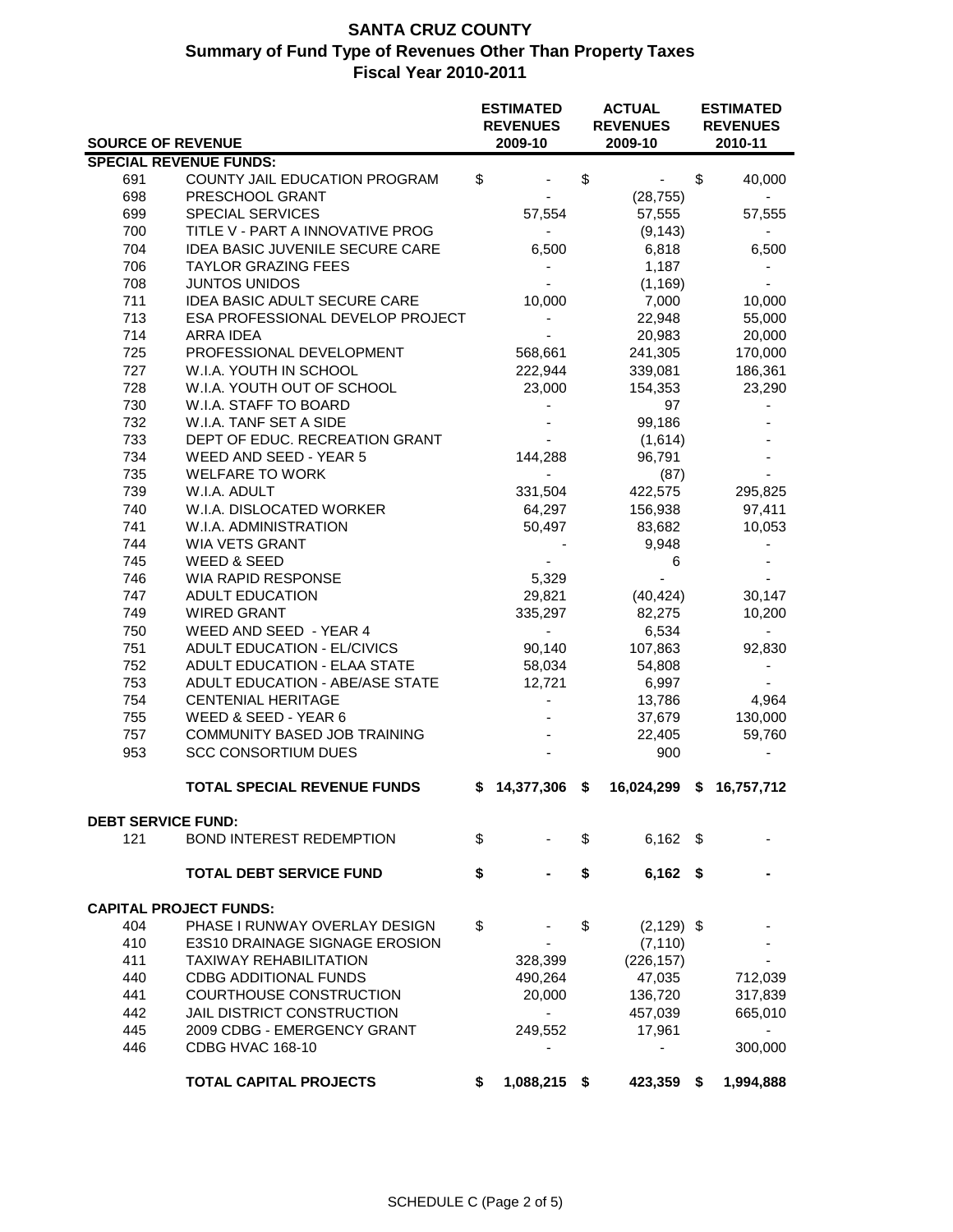# SANTA CRUZ COUNTY
## Summary of Fund Type of Revenues Other Than Property Taxes
## Fiscal Year 2010-2011

| SOURCE OF REVENUE | | ESTIMATED REVENUES 2009-10 | ACTUAL REVENUES 2009-10 | ESTIMATED REVENUES 2010-11 |
|---|---|---|---|---|
| **SPECIAL REVENUE FUNDS:** | | | | |
| 691 | COUNTY JAIL EDUCATION PROGRAM | $ - | $ - | $ 40,000 |
| 698 | PRESCHOOL GRANT | - | (28,755) | - |
| 699 | SPECIAL SERVICES | 57,554 | 57,555 | 57,555 |
| 700 | TITLE V - PART A INNOVATIVE PROG | - | (9,143) | - |
| 704 | IDEA BASIC JUVENILE SECURE CARE | 6,500 | 6,818 | 6,500 |
| 706 | TAYLOR GRAZING FEES | - | 1,187 | - |
| 708 | JUNTOS UNIDOS | - | (1,169) | - |
| 711 | IDEA BASIC ADULT SECURE CARE | 10,000 | 7,000 | 10,000 |
| 713 | ESA PROFESSIONAL DEVELOP PROJECT | - | 22,948 | 55,000 |
| 714 | ARRA IDEA | - | 20,983 | 20,000 |
| 725 | PROFESSIONAL DEVELOPMENT | 568,661 | 241,305 | 170,000 |
| 727 | W.I.A. YOUTH IN SCHOOL | 222,944 | 339,081 | 186,361 |
| 728 | W.I.A. YOUTH OUT OF SCHOOL | 23,000 | 154,353 | 23,290 |
| 730 | W.I.A. STAFF TO BOARD | - | 97 | - |
| 732 | W.I.A. TANF SET A SIDE | - | 99,186 | - |
| 733 | DEPT OF EDUC. RECREATION GRANT | - | (1,614) | - |
| 734 | WEED AND SEED - YEAR 5 | 144,288 | 96,791 | - |
| 735 | WELFARE TO WORK | - | (87) | - |
| 739 | W.I.A. ADULT | 331,504 | 422,575 | 295,825 |
| 740 | W.I.A. DISLOCATED WORKER | 64,297 | 156,938 | 97,411 |
| 741 | W.I.A. ADMINISTRATION | 50,497 | 83,682 | 10,053 |
| 744 | WIA VETS GRANT | - | 9,948 | - |
| 745 | WEED & SEED | - | 6 | - |
| 746 | WIA RAPID RESPONSE | 5,329 | - | - |
| 747 | ADULT EDUCATION | 29,821 | (40,424) | 30,147 |
| 749 | WIRED GRANT | 335,297 | 82,275 | 10,200 |
| 750 | WEED AND SEED - YEAR 4 | - | 6,534 | - |
| 751 | ADULT EDUCATION - EL/CIVICS | 90,140 | 107,863 | 92,830 |
| 752 | ADULT EDUCATION - ELAA STATE | 58,034 | 54,808 | - |
| 753 | ADULT EDUCATION - ABE/ASE STATE | 12,721 | 6,997 | - |
| 754 | CENTENIAL HERITAGE | - | 13,786 | 4,964 |
| 755 | WEED & SEED - YEAR 6 | - | 37,679 | 130,000 |
| 757 | COMMUNITY BASED JOB TRAINING | - | 22,405 | 59,760 |
| 953 | SCC CONSORTIUM DUES | - | 900 | - |
| | **TOTAL SPECIAL REVENUE FUNDS** | **$ 14,377,306** | **$ 16,024,299** | **$ 16,757,712** |
| **DEBT SERVICE FUND:** | | | | |
| 121 | BOND INTEREST REDEMPTION | $ - | $ 6,162 | $ - |
| | **TOTAL DEBT SERVICE FUND** | **$ -** | **$ 6,162** | **$ -** |
| **CAPITAL PROJECT FUNDS:** | | | | |
| 404 | PHASE I RUNWAY OVERLAY DESIGN | $ - | $ (2,129) | $ - |
| 410 | E3S10 DRAINAGE SIGNAGE EROSION | - | (7,110) | - |
| 411 | TAXIWAY REHABILITATION | 328,399 | (226,157) | - |
| 440 | CDBG ADDITIONAL FUNDS | 490,264 | 47,035 | 712,039 |
| 441 | COURTHOUSE CONSTRUCTION | 20,000 | 136,720 | 317,839 |
| 442 | JAIL DISTRICT CONSTRUCTION | - | 457,039 | 665,010 |
| 445 | 2009 CDBG - EMERGENCY GRANT | 249,552 | 17,961 | - |
| 446 | CDBG HVAC 168-10 | - | - | 300,000 |
| | **TOTAL CAPITAL PROJECTS** | **$ 1,088,215** | **$ 423,359** | **$ 1,994,888** |

SCHEDULE C (Page 2 of 5)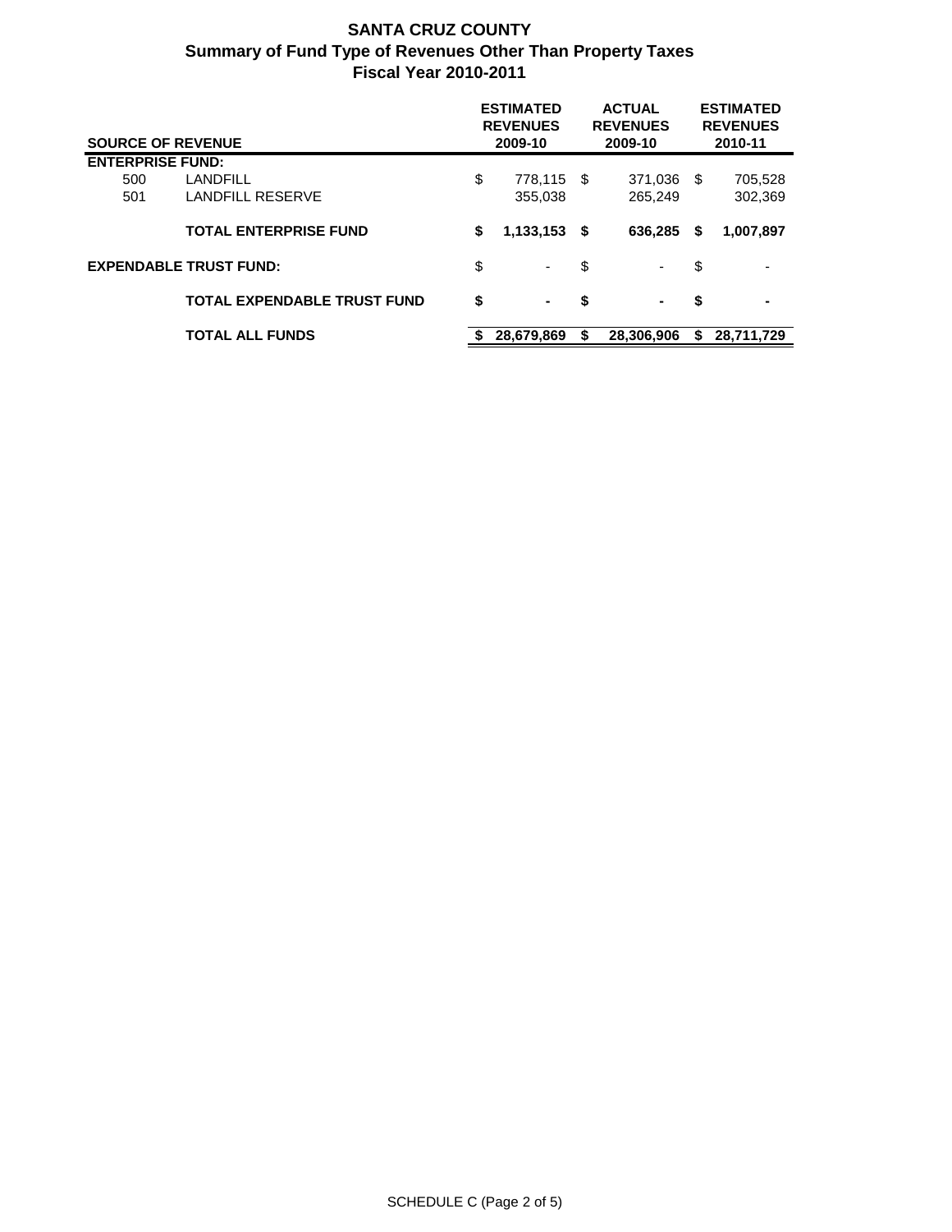# SANTA CRUZ COUNTY
## Summary of Fund Type of Revenues Other Than Property Taxes
### Fiscal Year 2010-2011

| SOURCE OF REVENUE | | ESTIMATED REVENUES 2009-10 | ACTUAL REVENUES 2009-10 | ESTIMATED REVENUES 2010-11 |
|---|---|---|---|---|
| **ENTERPRISE FUND:** | | | | |
| 500 | LANDFILL | $ 778,115 | $ 371,036 | $ 705,528 |
| 501 | LANDFILL RESERVE | 355,038 | 265,249 | 302,369 |
| | **TOTAL ENTERPRISE FUND** | **$ 1,133,153** | **$ 636,285** | **$ 1,007,897** |
| **EXPENDABLE TRUST FUND:** | | $ - | $ - | $ - |
| | **TOTAL EXPENDABLE TRUST FUND** | **$ -** | **$ -** | **$ -** |
| | **TOTAL ALL FUNDS** | **$ 28,679,869** | **$ 28,306,906** | **$ 28,711,729** |

SCHEDULE C (Page 2 of 5)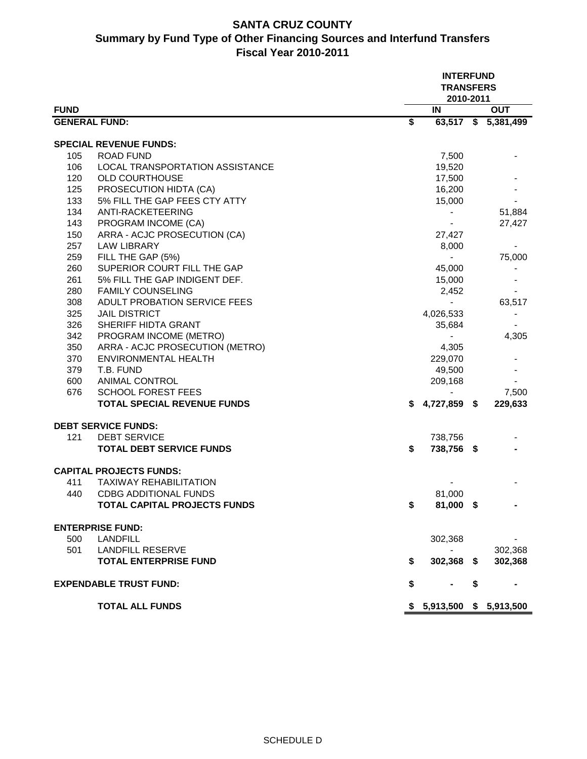# SANTA CRUZ COUNTY
## Summary by Fund Type of Other Financing Sources and Interfund Transfers
## Fiscal Year 2010-2011

| FUND | | INTERFUND TRANSFERS 2010-2011 IN | OUT |
|---|---|---|---|
| **GENERAL FUND:** | | **$ 63,517** | **$ 5,381,499** |
| **SPECIAL REVENUE FUNDS:** | | | |
| 105 | ROAD FUND | 7,500 | - |
| 106 | LOCAL TRANSPORTATION ASSISTANCE | 19,520 | |
| 120 | OLD COURTHOUSE | 17,500 | - |
| 125 | PROSECUTION HIDTA (CA) | 16,200 | - |
| 133 | 5% FILL THE GAP FEES CTY ATTY | 15,000 | - |
| 134 | ANTI-RACKETEERING | - | 51,884 |
| 143 | PROGRAM INCOME (CA) | - | 27,427 |
| 150 | ARRA - ACJC PROSECUTION (CA) | 27,427 | |
| 257 | LAW LIBRARY | 8,000 | - |
| 259 | FILL THE GAP (5%) | - | 75,000 |
| 260 | SUPERIOR COURT FILL THE GAP | 45,000 | - |
| 261 | 5% FILL THE GAP INDIGENT DEF. | 15,000 | - |
| 280 | FAMILY COUNSELING | 2,452 | - |
| 308 | ADULT PROBATION SERVICE FEES | - | 63,517 |
| 325 | JAIL DISTRICT | 4,026,533 | - |
| 326 | SHERIFF HIDTA GRANT | 35,684 | - |
| 342 | PROGRAM INCOME (METRO) | - | 4,305 |
| 350 | ARRA - ACJC PROSECUTION (METRO) | 4,305 | |
| 370 | ENVIRONMENTAL HEALTH | 229,070 | - |
| 379 | T.B. FUND | 49,500 | - |
| 600 | ANIMAL CONTROL | 209,168 | - |
| 676 | SCHOOL FOREST FEES | - | 7,500 |
| | **TOTAL SPECIAL REVENUE FUNDS** | **$ 4,727,859** | **$ 229,633** |
| **DEBT SERVICE FUNDS:** | | | |
| 121 | DEBT SERVICE | 738,756 | - |
| | **TOTAL DEBT SERVICE FUNDS** | **$ 738,756** | **$ -** |
| **CAPITAL PROJECTS FUNDS:** | | | |
| 411 | TAXIWAY REHABILITATION | - | - |
| 440 | CDBG ADDITIONAL FUNDS | 81,000 | |
| | **TOTAL CAPITAL PROJECTS FUNDS** | **$ 81,000** | **$ -** |
| **ENTERPRISE FUND:** | | | |
| 500 | LANDFILL | 302,368 | - |
| 501 | LANDFILL RESERVE | - | 302,368 |
| | **TOTAL ENTERPRISE FUND** | **$ 302,368** | **$ 302,368** |
| **EXPENDABLE TRUST FUND:** | | **$ -** | **$ -** |
| | **TOTAL ALL FUNDS** | **$ 5,913,500** | **$ 5,913,500** |

SCHEDULE D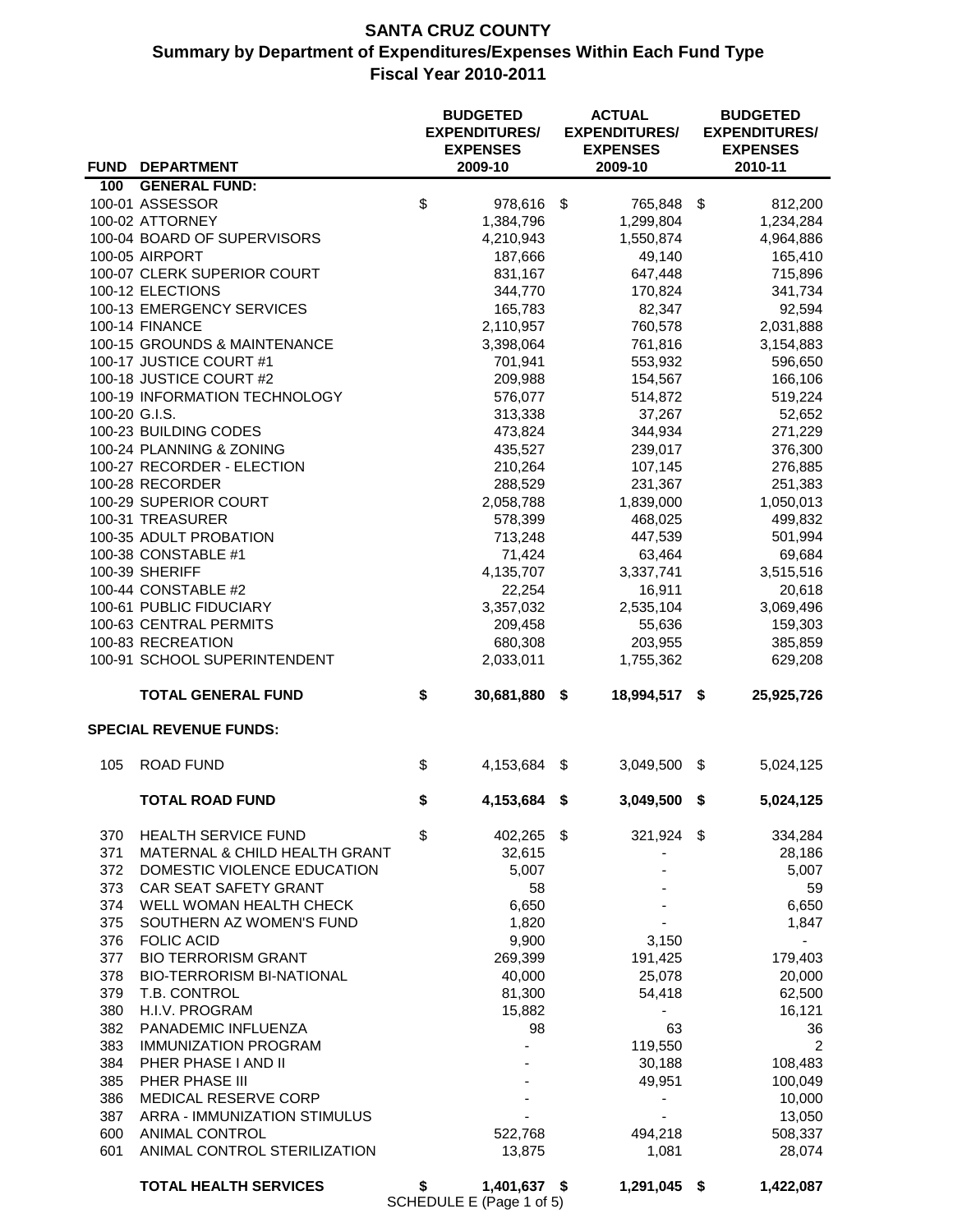# SANTA CRUZ COUNTY
## Summary by Department of Expenditures/Expenses Within Each Fund Type
## Fiscal Year 2010-2011

| FUND | DEPARTMENT | BUDGETED EXPENDITURES/ EXPENSES 2009-10 | ACTUAL EXPENDITURES/ EXPENSES 2009-10 | BUDGETED EXPENDITURES/ EXPENSES 2010-11 |
|---|---|---|---|---|
| 100 | **GENERAL FUND:** | | | |
| 100-01 | ASSESSOR | $ 978,616 | $ 765,848 | $ 812,200 |
| 100-02 | ATTORNEY | 1,384,796 | 1,299,804 | 1,234,284 |
| 100-04 | BOARD OF SUPERVISORS | 4,210,943 | 1,550,874 | 4,964,886 |
| 100-05 | AIRPORT | 187,666 | 49,140 | 165,410 |
| 100-07 | CLERK SUPERIOR COURT | 831,167 | 647,448 | 715,896 |
| 100-12 | ELECTIONS | 344,770 | 170,824 | 341,734 |
| 100-13 | EMERGENCY SERVICES | 165,783 | 82,347 | 92,594 |
| 100-14 | FINANCE | 2,110,957 | 760,578 | 2,031,888 |
| 100-15 | GROUNDS & MAINTENANCE | 3,398,064 | 761,816 | 3,154,883 |
| 100-17 | JUSTICE COURT #1 | 701,941 | 553,932 | 596,650 |
| 100-18 | JUSTICE COURT #2 | 209,988 | 154,567 | 166,106 |
| 100-19 | INFORMATION TECHNOLOGY | 576,077 | 514,872 | 519,224 |
| 100-20 | G.I.S. | 313,338 | 37,267 | 52,652 |
| 100-23 | BUILDING CODES | 473,824 | 344,934 | 271,229 |
| 100-24 | PLANNING & ZONING | 435,527 | 239,017 | 376,300 |
| 100-27 | RECORDER - ELECTION | 210,264 | 107,145 | 276,885 |
| 100-28 | RECORDER | 288,529 | 231,367 | 251,383 |
| 100-29 | SUPERIOR COURT | 2,058,788 | 1,839,000 | 1,050,013 |
| 100-31 | TREASURER | 578,399 | 468,025 | 499,832 |
| 100-35 | ADULT PROBATION | 713,248 | 447,539 | 501,994 |
| 100-38 | CONSTABLE #1 | 71,424 | 63,464 | 69,684 |
| 100-39 | SHERIFF | 4,135,707 | 3,337,741 | 3,515,516 |
| 100-44 | CONSTABLE #2 | 22,254 | 16,911 | 20,618 |
| 100-61 | PUBLIC FIDUCIARY | 3,357,032 | 2,535,104 | 3,069,496 |
| 100-63 | CENTRAL PERMITS | 209,458 | 55,636 | 159,303 |
| 100-83 | RECREATION | 680,308 | 203,955 | 385,859 |
| 100-91 | SCHOOL SUPERINTENDENT | 2,033,011 | 1,755,362 | 629,208 |
| | **TOTAL GENERAL FUND** | **$ 30,681,880** | **$ 18,994,517** | **$ 25,925,726** |
| | **SPECIAL REVENUE FUNDS:** | | | |
| 105 | ROAD FUND | $ 4,153,684 | $ 3,049,500 | $ 5,024,125 |
| | **TOTAL ROAD FUND** | **$ 4,153,684** | **$ 3,049,500** | **$ 5,024,125** |
| 370 | HEALTH SERVICE FUND | $ 402,265 | $ 321,924 | $ 334,284 |
| 371 | MATERNAL & CHILD HEALTH GRANT | 32,615 | - | 28,186 |
| 372 | DOMESTIC VIOLENCE EDUCATION | 5,007 | - | 5,007 |
| 373 | CAR SEAT SAFETY GRANT | 58 | - | 59 |
| 374 | WELL WOMAN HEALTH CHECK | 6,650 | - | 6,650 |
| 375 | SOUTHERN AZ WOMEN'S FUND | 1,820 | - | 1,847 |
| 376 | FOLIC ACID | 9,900 | 3,150 | - |
| 377 | BIO TERRORISM GRANT | 269,399 | 191,425 | 179,403 |
| 378 | BIO-TERRORISM BI-NATIONAL | 40,000 | 25,078 | 20,000 |
| 379 | T.B. CONTROL | 81,300 | 54,418 | 62,500 |
| 380 | H.I.V. PROGRAM | 15,882 | - | 16,121 |
| 382 | PANADEMIC INFLUENZA | 98 | 63 | 36 |
| 383 | IMMUNIZATION PROGRAM | - | 119,550 | 2 |
| 384 | PHER PHASE I AND II | - | 30,188 | 108,483 |
| 385 | PHER PHASE III | - | 49,951 | 100,049 |
| 386 | MEDICAL RESERVE CORP | - | - | 10,000 |
| 387 | ARRA - IMMUNIZATION STIMULUS | - | - | 13,050 |
| 600 | ANIMAL CONTROL | 522,768 | 494,218 | 508,337 |
| 601 | ANIMAL CONTROL STERILIZATION | 13,875 | 1,081 | 28,074 |
| | **TOTAL HEALTH SERVICES** | **$ 1,401,637** | **$ 1,291,045** | **$ 1,422,087** |

SCHEDULE E (Page 1 of 5)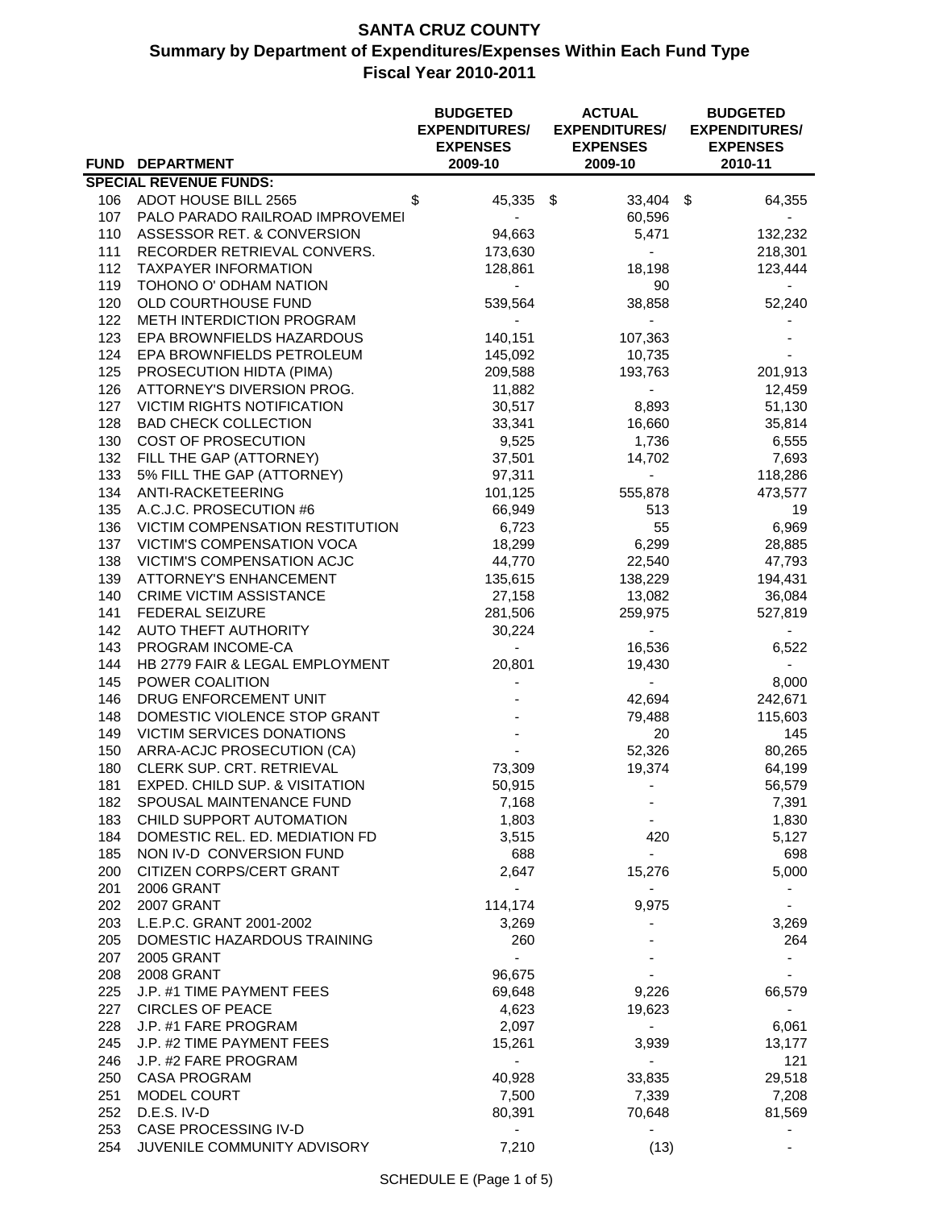# SANTA CRUZ COUNTY

## Summary by Department of Expenditures/Expenses Within Each Fund Type

## Fiscal Year 2010-2011

| FUND | DEPARTMENT | BUDGETED EXPENDITURES/ EXPENSES 2009-10 | ACTUAL EXPENDITURES/ EXPENSES 2009-10 | BUDGETED EXPENDITURES/ EXPENSES 2010-11 |
|---|---|---|---|---|
| **SPECIAL REVENUE FUNDS:** | | | | |
| 106 | ADOT HOUSE BILL 2565 | $ 45,335 | $ 33,404 | $ 64,355 |
| 107 | PALO PARADO RAILROAD IMPROVEMEI | - | 60,596 | - |
| 110 | ASSESSOR RET. & CONVERSION | 94,663 | 5,471 | 132,232 |
| 111 | RECORDER RETRIEVAL CONVERS. | 173,630 | - | 218,301 |
| 112 | TAXPAYER INFORMATION | 128,861 | 18,198 | 123,444 |
| 119 | TOHONO O' ODHAM NATION | - | 90 | - |
| 120 | OLD COURTHOUSE FUND | 539,564 | 38,858 | 52,240 |
| 122 | METH INTERDICTION PROGRAM | - | - | - |
| 123 | EPA BROWNFIELDS HAZARDOUS | 140,151 | 107,363 | - |
| 124 | EPA BROWNFIELDS PETROLEUM | 145,092 | 10,735 | - |
| 125 | PROSECUTION HIDTA (PIMA) | 209,588 | 193,763 | 201,913 |
| 126 | ATTORNEY'S DIVERSION PROG. | 11,882 | - | 12,459 |
| 127 | VICTIM RIGHTS NOTIFICATION | 30,517 | 8,893 | 51,130 |
| 128 | BAD CHECK COLLECTION | 33,341 | 16,660 | 35,814 |
| 130 | COST OF PROSECUTION | 9,525 | 1,736 | 6,555 |
| 132 | FILL THE GAP (ATTORNEY) | 37,501 | 14,702 | 7,693 |
| 133 | 5% FILL THE GAP (ATTORNEY) | 97,311 | - | 118,286 |
| 134 | ANTI-RACKETEERING | 101,125 | 555,878 | 473,577 |
| 135 | A.C.J.C. PROSECUTION #6 | 66,949 | 513 | 19 |
| 136 | VICTIM COMPENSATION RESTITUTION | 6,723 | 55 | 6,969 |
| 137 | VICTIM'S COMPENSATION VOCA | 18,299 | 6,299 | 28,885 |
| 138 | VICTIM'S COMPENSATION ACJC | 44,770 | 22,540 | 47,793 |
| 139 | ATTORNEY'S ENHANCEMENT | 135,615 | 138,229 | 194,431 |
| 140 | CRIME VICTIM ASSISTANCE | 27,158 | 13,082 | 36,084 |
| 141 | FEDERAL SEIZURE | 281,506 | 259,975 | 527,819 |
| 142 | AUTO THEFT AUTHORITY | 30,224 | - | - |
| 143 | PROGRAM INCOME-CA | - | 16,536 | 6,522 |
| 144 | HB 2779 FAIR & LEGAL EMPLOYMENT | 20,801 | 19,430 | - |
| 145 | POWER COALITION | - | - | 8,000 |
| 146 | DRUG ENFORCEMENT UNIT | - | 42,694 | 242,671 |
| 148 | DOMESTIC VIOLENCE STOP GRANT | - | 79,488 | 115,603 |
| 149 | VICTIM SERVICES DONATIONS | - | 20 | 145 |
| 150 | ARRA-ACJC PROSECUTION (CA) | - | 52,326 | 80,265 |
| 180 | CLERK SUP. CRT. RETRIEVAL | 73,309 | 19,374 | 64,199 |
| 181 | EXPED. CHILD SUP. & VISITATION | 50,915 | - | 56,579 |
| 182 | SPOUSAL MAINTENANCE FUND | 7,168 | - | 7,391 |
| 183 | CHILD SUPPORT AUTOMATION | 1,803 | - | 1,830 |
| 184 | DOMESTIC REL. ED. MEDIATION FD | 3,515 | 420 | 5,127 |
| 185 | NON IV-D CONVERSION FUND | 688 | - | 698 |
| 200 | CITIZEN CORPS/CERT GRANT | 2,647 | 15,276 | 5,000 |
| 201 | 2006 GRANT | - | - | - |
| 202 | 2007 GRANT | 114,174 | 9,975 | - |
| 203 | L.E.P.C. GRANT 2001-2002 | 3,269 | - | 3,269 |
| 205 | DOMESTIC HAZARDOUS TRAINING | 260 | - | 264 |
| 207 | 2005 GRANT | - | - | - |
| 208 | 2008 GRANT | 96,675 | - | - |
| 225 | J.P. #1 TIME PAYMENT FEES | 69,648 | 9,226 | 66,579 |
| 227 | CIRCLES OF PEACE | 4,623 | 19,623 | - |
| 228 | J.P. #1 FARE PROGRAM | 2,097 | - | 6,061 |
| 245 | J.P. #2 TIME PAYMENT FEES | 15,261 | 3,939 | 13,177 |
| 246 | J.P. #2 FARE PROGRAM | - | - | 121 |
| 250 | CASA PROGRAM | 40,928 | 33,835 | 29,518 |
| 251 | MODEL COURT | 7,500 | 7,339 | 7,208 |
| 252 | D.E.S. IV-D | 80,391 | 70,648 | 81,569 |
| 253 | CASE PROCESSING IV-D | - | - | - |
| 254 | JUVENILE COMMUNITY ADVISORY | 7,210 | (13) | - |

SCHEDULE E (Page 1 of 5)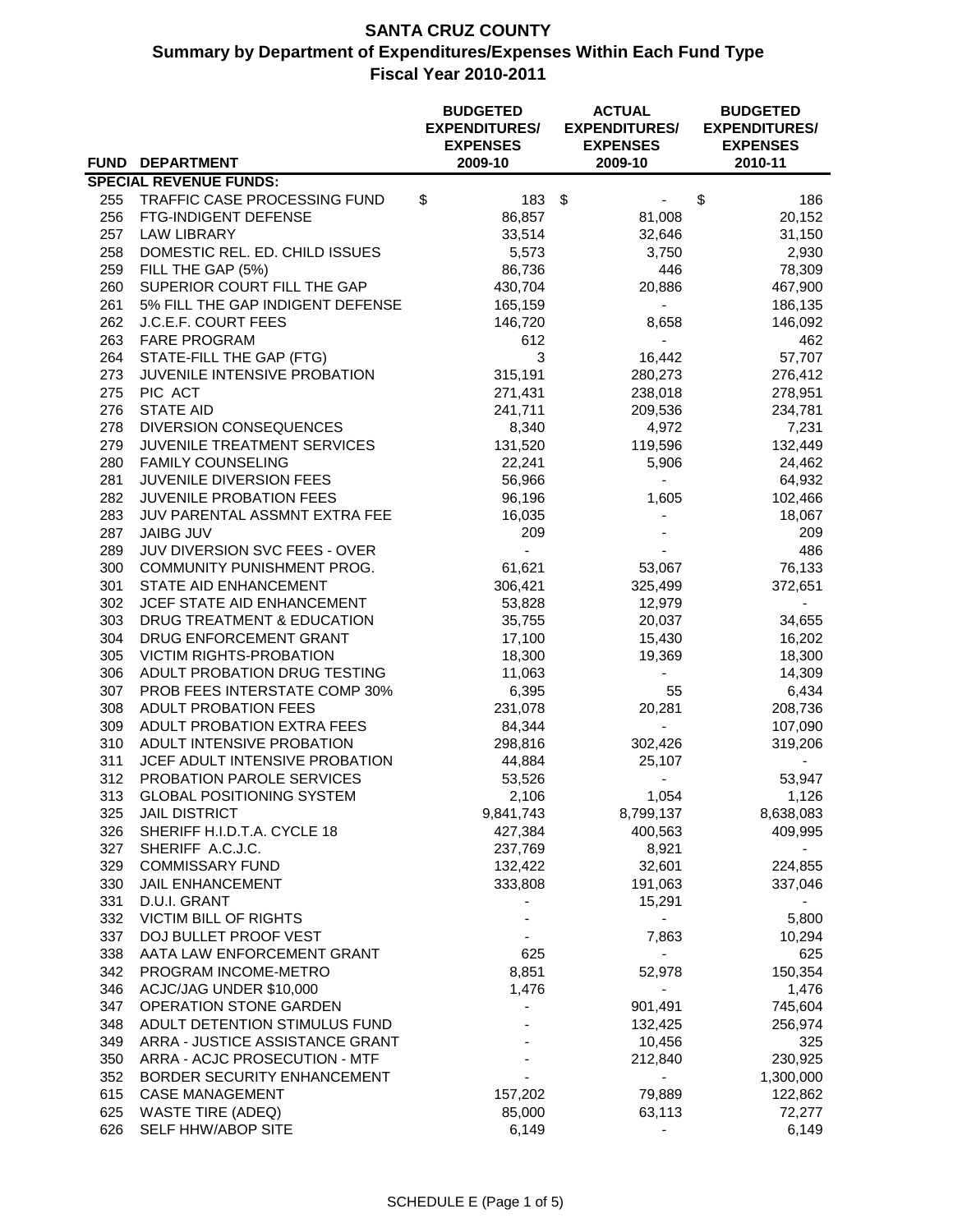# SANTA CRUZ COUNTY

## Summary by Department of Expenditures/Expenses Within Each Fund Type

### Fiscal Year 2010-2011

| FUND | DEPARTMENT | BUDGETED EXPENDITURES/ EXPENSES 2009-10 | ACTUAL EXPENDITURES/ EXPENSES 2009-10 | BUDGETED EXPENDITURES/ EXPENSES 2010-11 |
|---|---|---|---|---|
| **SPECIAL REVENUE FUNDS:** | | | | |
| 255 | TRAFFIC CASE PROCESSING FUND | $ 183 | $ - | $ 186 |
| 256 | FTG-INDIGENT DEFENSE | 86,857 | 81,008 | 20,152 |
| 257 | LAW LIBRARY | 33,514 | 32,646 | 31,150 |
| 258 | DOMESTIC REL. ED. CHILD ISSUES | 5,573 | 3,750 | 2,930 |
| 259 | FILL THE GAP (5%) | 86,736 | 446 | 78,309 |
| 260 | SUPERIOR COURT FILL THE GAP | 430,704 | 20,886 | 467,900 |
| 261 | 5% FILL THE GAP INDIGENT DEFENSE | 165,159 | - | 186,135 |
| 262 | J.C.E.F. COURT FEES | 146,720 | 8,658 | 146,092 |
| 263 | FARE PROGRAM | 612 | - | 462 |
| 264 | STATE-FILL THE GAP (FTG) | 3 | 16,442 | 57,707 |
| 273 | JUVENILE INTENSIVE PROBATION | 315,191 | 280,273 | 276,412 |
| 275 | PIC ACT | 271,431 | 238,018 | 278,951 |
| 276 | STATE AID | 241,711 | 209,536 | 234,781 |
| 278 | DIVERSION CONSEQUENCES | 8,340 | 4,972 | 7,231 |
| 279 | JUVENILE TREATMENT SERVICES | 131,520 | 119,596 | 132,449 |
| 280 | FAMILY COUNSELING | 22,241 | 5,906 | 24,462 |
| 281 | JUVENILE DIVERSION FEES | 56,966 | - | 64,932 |
| 282 | JUVENILE PROBATION FEES | 96,196 | 1,605 | 102,466 |
| 283 | JUV PARENTAL ASSMNT EXTRA FEE | 16,035 | - | 18,067 |
| 287 | JAIBG JUV | 209 | - | 209 |
| 289 | JUV DIVERSION SVC FEES - OVER | - | - | 486 |
| 300 | COMMUNITY PUNISHMENT PROG. | 61,621 | 53,067 | 76,133 |
| 301 | STATE AID ENHANCEMENT | 306,421 | 325,499 | 372,651 |
| 302 | JCEF STATE AID ENHANCEMENT | 53,828 | 12,979 | - |
| 303 | DRUG TREATMENT & EDUCATION | 35,755 | 20,037 | 34,655 |
| 304 | DRUG ENFORCEMENT GRANT | 17,100 | 15,430 | 16,202 |
| 305 | VICTIM RIGHTS-PROBATION | 18,300 | 19,369 | 18,300 |
| 306 | ADULT PROBATION DRUG TESTING | 11,063 | - | 14,309 |
| 307 | PROB FEES INTERSTATE COMP 30% | 6,395 | 55 | 6,434 |
| 308 | ADULT PROBATION FEES | 231,078 | 20,281 | 208,736 |
| 309 | ADULT PROBATION EXTRA FEES | 84,344 | - | 107,090 |
| 310 | ADULT INTENSIVE PROBATION | 298,816 | 302,426 | 319,206 |
| 311 | JCEF ADULT INTENSIVE PROBATION | 44,884 | 25,107 | - |
| 312 | PROBATION PAROLE SERVICES | 53,526 | - | 53,947 |
| 313 | GLOBAL POSITIONING SYSTEM | 2,106 | 1,054 | 1,126 |
| 325 | JAIL DISTRICT | 9,841,743 | 8,799,137 | 8,638,083 |
| 326 | SHERIFF H.I.D.T.A. CYCLE 18 | 427,384 | 400,563 | 409,995 |
| 327 | SHERIFF A.C.J.C. | 237,769 | 8,921 | - |
| 329 | COMMISSARY FUND | 132,422 | 32,601 | 224,855 |
| 330 | JAIL ENHANCEMENT | 333,808 | 191,063 | 337,046 |
| 331 | D.U.I. GRANT | - | 15,291 | - |
| 332 | VICTIM BILL OF RIGHTS | - | - | 5,800 |
| 337 | DOJ BULLET PROOF VEST | - | 7,863 | 10,294 |
| 338 | AATA LAW ENFORCEMENT GRANT | 625 | - | 625 |
| 342 | PROGRAM INCOME-METRO | 8,851 | 52,978 | 150,354 |
| 346 | ACJC/JAG UNDER $10,000 | 1,476 | - | 1,476 |
| 347 | OPERATION STONE GARDEN | - | 901,491 | 745,604 |
| 348 | ADULT DETENTION STIMULUS FUND | - | 132,425 | 256,974 |
| 349 | ARRA - JUSTICE ASSISTANCE GRANT | - | 10,456 | 325 |
| 350 | ARRA - ACJC PROSECUTION - MTF | - | 212,840 | 230,925 |
| 352 | BORDER SECURITY ENHANCEMENT | - | - | 1,300,000 |
| 615 | CASE MANAGEMENT | 157,202 | 79,889 | 122,862 |
| 625 | WASTE TIRE (ADEQ) | 85,000 | 63,113 | 72,277 |
| 626 | SELF HHW/ABOP SITE | 6,149 | - | 6,149 |

SCHEDULE E (Page 1 of 5)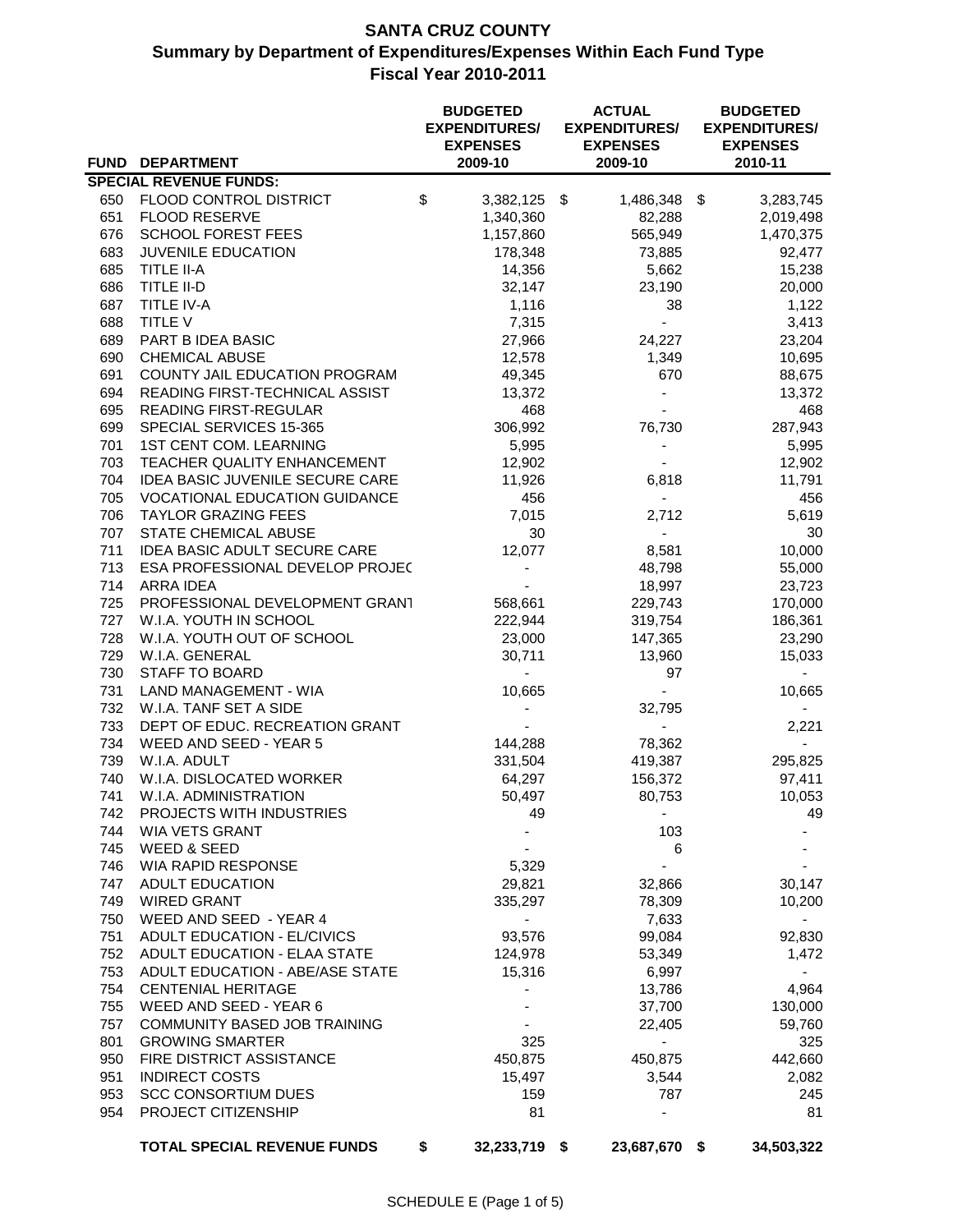# SANTA CRUZ COUNTY
## Summary by Department of Expenditures/Expenses Within Each Fund Type
### Fiscal Year 2010-2011

| FUND | DEPARTMENT | BUDGETED EXPENDITURES/ EXPENSES 2009-10 | ACTUAL EXPENDITURES/ EXPENSES 2009-10 | BUDGETED EXPENDITURES/ EXPENSES 2010-11 |
|---|---|---|---|---|
| **SPECIAL REVENUE FUNDS:** | | | | |
| 650 | FLOOD CONTROL DISTRICT | $ 3,382,125 | $ 1,486,348 | $ 3,283,745 |
| 651 | FLOOD RESERVE | 1,340,360 | 82,288 | 2,019,498 |
| 676 | SCHOOL FOREST FEES | 1,157,860 | 565,949 | 1,470,375 |
| 683 | JUVENILE EDUCATION | 178,348 | 73,885 | 92,477 |
| 685 | TITLE II-A | 14,356 | 5,662 | 15,238 |
| 686 | TITLE II-D | 32,147 | 23,190 | 20,000 |
| 687 | TITLE IV-A | 1,116 | 38 | 1,122 |
| 688 | TITLE V | 7,315 | - | 3,413 |
| 689 | PART B IDEA BASIC | 27,966 | 24,227 | 23,204 |
| 690 | CHEMICAL ABUSE | 12,578 | 1,349 | 10,695 |
| 691 | COUNTY JAIL EDUCATION PROGRAM | 49,345 | 670 | 88,675 |
| 694 | READING FIRST-TECHNICAL ASSIST | 13,372 | - | 13,372 |
| 695 | READING FIRST-REGULAR | 468 | - | 468 |
| 699 | SPECIAL SERVICES 15-365 | 306,992 | 76,730 | 287,943 |
| 701 | 1ST CENT COM. LEARNING | 5,995 | - | 5,995 |
| 703 | TEACHER QUALITY ENHANCEMENT | 12,902 | - | 12,902 |
| 704 | IDEA BASIC JUVENILE SECURE CARE | 11,926 | 6,818 | 11,791 |
| 705 | VOCATIONAL EDUCATION GUIDANCE | 456 | - | 456 |
| 706 | TAYLOR GRAZING FEES | 7,015 | 2,712 | 5,619 |
| 707 | STATE CHEMICAL ABUSE | 30 | - | 30 |
| 711 | IDEA BASIC ADULT SECURE CARE | 12,077 | 8,581 | 10,000 |
| 713 | ESA PROFESSIONAL DEVELOP PROJEC | - | 48,798 | 55,000 |
| 714 | ARRA IDEA | - | 18,997 | 23,723 |
| 725 | PROFESSIONAL DEVELOPMENT GRANT | 568,661 | 229,743 | 170,000 |
| 727 | W.I.A. YOUTH IN SCHOOL | 222,944 | 319,754 | 186,361 |
| 728 | W.I.A. YOUTH OUT OF SCHOOL | 23,000 | 147,365 | 23,290 |
| 729 | W.I.A. GENERAL | 30,711 | 13,960 | 15,033 |
| 730 | STAFF TO BOARD | - | 97 | - |
| 731 | LAND MANAGEMENT - WIA | 10,665 | - | 10,665 |
| 732 | W.I.A. TANF SET A SIDE | - | 32,795 | - |
| 733 | DEPT OF EDUC. RECREATION GRANT | - | - | 2,221 |
| 734 | WEED AND SEED - YEAR 5 | 144,288 | 78,362 | - |
| 739 | W.I.A. ADULT | 331,504 | 419,387 | 295,825 |
| 740 | W.I.A. DISLOCATED WORKER | 64,297 | 156,372 | 97,411 |
| 741 | W.I.A. ADMINISTRATION | 50,497 | 80,753 | 10,053 |
| 742 | PROJECTS WITH INDUSTRIES | 49 | - | 49 |
| 744 | WIA VETS GRANT | - | 103 | - |
| 745 | WEED & SEED | - | 6 | - |
| 746 | WIA RAPID RESPONSE | 5,329 | - | - |
| 747 | ADULT EDUCATION | 29,821 | 32,866 | 30,147 |
| 749 | WIRED GRANT | 335,297 | 78,309 | 10,200 |
| 750 | WEED AND SEED - YEAR 4 | - | 7,633 | - |
| 751 | ADULT EDUCATION - EL/CIVICS | 93,576 | 99,084 | 92,830 |
| 752 | ADULT EDUCATION - ELAA STATE | 124,978 | 53,349 | 1,472 |
| 753 | ADULT EDUCATION - ABE/ASE STATE | 15,316 | 6,997 | - |
| 754 | CENTENIAL HERITAGE | - | 13,786 | 4,964 |
| 755 | WEED AND SEED - YEAR 6 | - | 37,700 | 130,000 |
| 757 | COMMUNITY BASED JOB TRAINING | - | 22,405 | 59,760 |
| 801 | GROWING SMARTER | 325 | - | 325 |
| 950 | FIRE DISTRICT ASSISTANCE | 450,875 | 450,875 | 442,660 |
| 951 | INDIRECT COSTS | 15,497 | 3,544 | 2,082 |
| 953 | SCC CONSORTIUM DUES | 159 | 787 | 245 |
| 954 | PROJECT CITIZENSHIP | 81 | - | 81 |
| | **TOTAL SPECIAL REVENUE FUNDS** | **$ 32,233,719** | **$ 23,687,670** | **$ 34,503,322** |

SCHEDULE E (Page 1 of 5)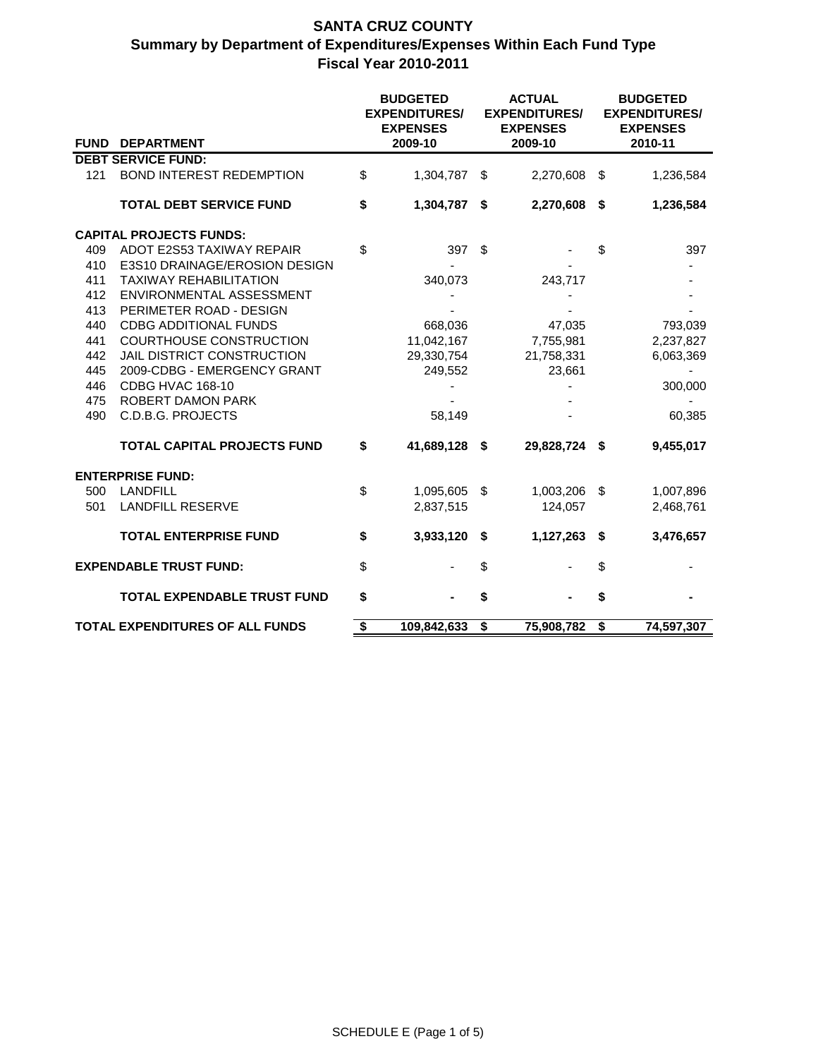# SANTA CRUZ COUNTY

## Summary by Department of Expenditures/Expenses Within Each Fund Type

### Fiscal Year 2010-2011

| FUND | DEPARTMENT | BUDGETED EXPENDITURES/ EXPENSES 2009-10 | ACTUAL EXPENDITURES/ EXPENSES 2009-10 | BUDGETED EXPENDITURES/ EXPENSES 2010-11 |
|---|---|---|---|---|
| **DEBT SERVICE FUND:** | | | | |
| 121 | BOND INTEREST REDEMPTION | $ 1,304,787 | $ 2,270,608 | $ 1,236,584 |
| | **TOTAL DEBT SERVICE FUND** | **$ 1,304,787** | **$ 2,270,608** | **$ 1,236,584** |
| **CAPITAL PROJECTS FUNDS:** | | | | |
| 409 | ADOT E2S53 TAXIWAY REPAIR | $ 397 | $ - | $ 397 |
| 410 | E3S10 DRAINAGE/EROSION DESIGN | - | - | - |
| 411 | TAXIWAY REHABILITATION | 340,073 | 243,717 | - |
| 412 | ENVIRONMENTAL ASSESSMENT | - | - | - |
| 413 | PERIMETER ROAD - DESIGN | - | - | - |
| 440 | CDBG ADDITIONAL FUNDS | 668,036 | 47,035 | 793,039 |
| 441 | COURTHOUSE CONSTRUCTION | 11,042,167 | 7,755,981 | 2,237,827 |
| 442 | JAIL DISTRICT CONSTRUCTION | 29,330,754 | 21,758,331 | 6,063,369 |
| 445 | 2009-CDBG - EMERGENCY GRANT | 249,552 | 23,661 | - |
| 446 | CDBG HVAC 168-10 | - | - | 300,000 |
| 475 | ROBERT DAMON PARK | - | - | - |
| 490 | C.D.B.G. PROJECTS | 58,149 | - | 60,385 |
| | **TOTAL CAPITAL PROJECTS FUND** | **$ 41,689,128** | **$ 29,828,724** | **$ 9,455,017** |
| **ENTERPRISE FUND:** | | | | |
| 500 | LANDFILL | $ 1,095,605 | $ 1,003,206 | $ 1,007,896 |
| 501 | LANDFILL RESERVE | 2,837,515 | 124,057 | 2,468,761 |
| | **TOTAL ENTERPRISE FUND** | **$ 3,933,120** | **$ 1,127,263** | **$ 3,476,657** |
| **EXPENDABLE TRUST FUND:** | | $ - | $ - | $ - |
| | **TOTAL EXPENDABLE TRUST FUND** | **$ -** | **$ -** | **$ -** |
| **TOTAL EXPENDITURES OF ALL FUNDS** | | **$ 109,842,633** | **$ 75,908,782** | **$ 74,597,307** |

SCHEDULE E (Page 1 of 5)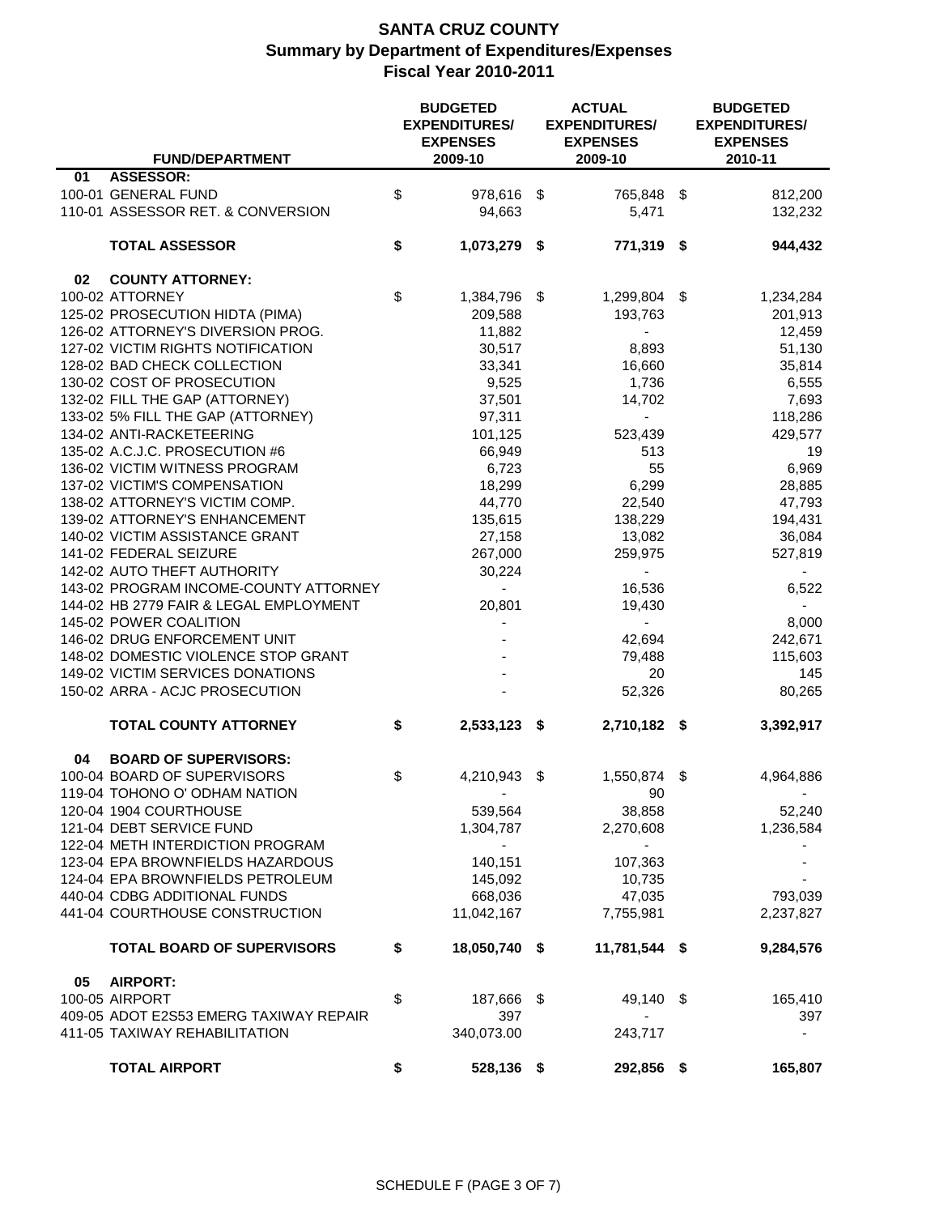# SANTA CRUZ COUNTY
## Summary by Department of Expenditures/Expenses
## Fiscal Year 2010-2011

| | FUND/DEPARTMENT | BUDGETED EXPENDITURES/ EXPENSES 2009-10 | ACTUAL EXPENDITURES/ EXPENSES 2009-10 | BUDGETED EXPENDITURES/ EXPENSES 2010-11 |
|---|---|---|---|---|
| **01** | **ASSESSOR:** | | | |
| | 100-01 GENERAL FUND | $ 978,616 | $ 765,848 | $ 812,200 |
| | 110-01 ASSESSOR RET. & CONVERSION | 94,663 | 5,471 | 132,232 |
| | **TOTAL ASSESSOR** | **$ 1,073,279** | **$ 771,319** | **$ 944,432** |
| **02** | **COUNTY ATTORNEY:** | | | |
| | 100-02 ATTORNEY | $ 1,384,796 | $ 1,299,804 | $ 1,234,284 |
| | 125-02 PROSECUTION HIDTA (PIMA) | 209,588 | 193,763 | 201,913 |
| | 126-02 ATTORNEY'S DIVERSION PROG. | 11,882 | - | 12,459 |
| | 127-02 VICTIM RIGHTS NOTIFICATION | 30,517 | 8,893 | 51,130 |
| | 128-02 BAD CHECK COLLECTION | 33,341 | 16,660 | 35,814 |
| | 130-02 COST OF PROSECUTION | 9,525 | 1,736 | 6,555 |
| | 132-02 FILL THE GAP (ATTORNEY) | 37,501 | 14,702 | 7,693 |
| | 133-02 5% FILL THE GAP (ATTORNEY) | 97,311 | - | 118,286 |
| | 134-02 ANTI-RACKETEERING | 101,125 | 523,439 | 429,577 |
| | 135-02 A.C.J.C. PROSECUTION #6 | 66,949 | 513 | 19 |
| | 136-02 VICTIM WITNESS PROGRAM | 6,723 | 55 | 6,969 |
| | 137-02 VICTIM'S COMPENSATION | 18,299 | 6,299 | 28,885 |
| | 138-02 ATTORNEY'S VICTIM COMP. | 44,770 | 22,540 | 47,793 |
| | 139-02 ATTORNEY'S ENHANCEMENT | 135,615 | 138,229 | 194,431 |
| | 140-02 VICTIM ASSISTANCE GRANT | 27,158 | 13,082 | 36,084 |
| | 141-02 FEDERAL SEIZURE | 267,000 | 259,975 | 527,819 |
| | 142-02 AUTO THEFT AUTHORITY | 30,224 | - | - |
| | 143-02 PROGRAM INCOME-COUNTY ATTORNEY | - | 16,536 | 6,522 |
| | 144-02 HB 2779 FAIR & LEGAL EMPLOYMENT | 20,801 | 19,430 | - |
| | 145-02 POWER COALITION | - | - | 8,000 |
| | 146-02 DRUG ENFORCEMENT UNIT | - | 42,694 | 242,671 |
| | 148-02 DOMESTIC VIOLENCE STOP GRANT | - | 79,488 | 115,603 |
| | 149-02 VICTIM SERVICES DONATIONS | - | 20 | 145 |
| | 150-02 ARRA - ACJC PROSECUTION | - | 52,326 | 80,265 |
| | **TOTAL COUNTY ATTORNEY** | **$ 2,533,123** | **$ 2,710,182** | **$ 3,392,917** |
| **04** | **BOARD OF SUPERVISORS:** | | | |
| | 100-04 BOARD OF SUPERVISORS | $ 4,210,943 | $ 1,550,874 | $ 4,964,886 |
| | 119-04 TOHONO O' ODHAM NATION | - | 90 | - |
| | 120-04 1904 COURTHOUSE | 539,564 | 38,858 | 52,240 |
| | 121-04 DEBT SERVICE FUND | 1,304,787 | 2,270,608 | 1,236,584 |
| | 122-04 METH INTERDICTION PROGRAM | - | - | - |
| | 123-04 EPA BROWNFIELDS HAZARDOUS | 140,151 | 107,363 | - |
| | 124-04 EPA BROWNFIELDS PETROLEUM | 145,092 | 10,735 | - |
| | 440-04 CDBG ADDITIONAL FUNDS | 668,036 | 47,035 | 793,039 |
| | 441-04 COURTHOUSE CONSTRUCTION | 11,042,167 | 7,755,981 | 2,237,827 |
| | **TOTAL BOARD OF SUPERVISORS** | **$ 18,050,740** | **$ 11,781,544** | **$ 9,284,576** |
| **05** | **AIRPORT:** | | | |
| | 100-05 AIRPORT | $ 187,666 | $ 49,140 | $ 165,410 |
| | 409-05 ADOT E2S53 EMERG TAXIWAY REPAIR | 397 | - | 397 |
| | 411-05 TAXIWAY REHABILITATION | 340,073.00 | 243,717 | - |
| | **TOTAL AIRPORT** | **$ 528,136** | **$ 292,856** | **$ 165,807** |

SCHEDULE F (PAGE 3 OF 7)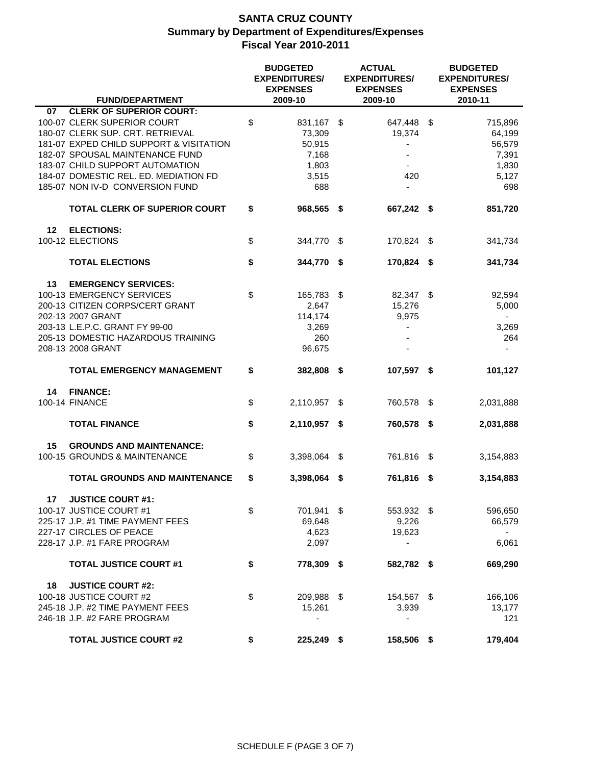# SANTA CRUZ COUNTY
## Summary by Department of Expenditures/Expenses
### Fiscal Year 2010-2011

| | FUND/DEPARTMENT | BUDGETED EXPENDITURES/ EXPENSES 2009-10 | ACTUAL EXPENDITURES/ EXPENSES 2009-10 | BUDGETED EXPENDITURES/ EXPENSES 2010-11 |
|---|---|---|---|---|
| **07** | **CLERK OF SUPERIOR COURT:** | | | |
| | 100-07 CLERK SUPERIOR COURT | $ 831,167 | $ 647,448 | $ 715,896 |
| | 180-07 CLERK SUP. CRT. RETRIEVAL | 73,309 | 19,374 | 64,199 |
| | 181-07 EXPED CHILD SUPPORT & VISITATION | 50,915 | - | 56,579 |
| | 182-07 SPOUSAL MAINTENANCE FUND | 7,168 | - | 7,391 |
| | 183-07 CHILD SUPPORT AUTOMATION | 1,803 | - | 1,830 |
| | 184-07 DOMESTIC REL. ED. MEDIATION FD | 3,515 | 420 | 5,127 |
| | 185-07 NON IV-D CONVERSION FUND | 688 | - | 698 |
| | **TOTAL CLERK OF SUPERIOR COURT** | **$ 968,565** | **$ 667,242** | **$ 851,720** |
| **12** | **ELECTIONS:** | | | |
| | 100-12 ELECTIONS | $ 344,770 | $ 170,824 | $ 341,734 |
| | **TOTAL ELECTIONS** | **$ 344,770** | **$ 170,824** | **$ 341,734** |
| **13** | **EMERGENCY SERVICES:** | | | |
| | 100-13 EMERGENCY SERVICES | $ 165,783 | $ 82,347 | $ 92,594 |
| | 200-13 CITIZEN CORPS/CERT GRANT | 2,647 | 15,276 | 5,000 |
| | 202-13 2007 GRANT | 114,174 | 9,975 | - |
| | 203-13 L.E.P.C. GRANT FY 99-00 | 3,269 | - | 3,269 |
| | 205-13 DOMESTIC HAZARDOUS TRAINING | 260 | - | 264 |
| | 208-13 2008 GRANT | 96,675 | - | - |
| | **TOTAL EMERGENCY MANAGEMENT** | **$ 382,808** | **$ 107,597** | **$ 101,127** |
| **14** | **FINANCE:** | | | |
| | 100-14 FINANCE | $ 2,110,957 | $ 760,578 | $ 2,031,888 |
| | **TOTAL FINANCE** | **$ 2,110,957** | **$ 760,578** | **$ 2,031,888** |
| **15** | **GROUNDS AND MAINTENANCE:** | | | |
| | 100-15 GROUNDS & MAINTENANCE | $ 3,398,064 | $ 761,816 | $ 3,154,883 |
| | **TOTAL GROUNDS AND MAINTENANCE** | **$ 3,398,064** | **$ 761,816** | **$ 3,154,883** |
| **17** | **JUSTICE COURT #1:** | | | |
| | 100-17 JUSTICE COURT #1 | $ 701,941 | $ 553,932 | $ 596,650 |
| | 225-17 J.P. #1 TIME PAYMENT FEES | 69,648 | 9,226 | 66,579 |
| | 227-17 CIRCLES OF PEACE | 4,623 | 19,623 | - |
| | 228-17 J.P. #1 FARE PROGRAM | 2,097 | - | 6,061 |
| | **TOTAL JUSTICE COURT #1** | **$ 778,309** | **$ 582,782** | **$ 669,290** |
| **18** | **JUSTICE COURT #2:** | | | |
| | 100-18 JUSTICE COURT #2 | $ 209,988 | $ 154,567 | $ 166,106 |
| | 245-18 J.P. #2 TIME PAYMENT FEES | 15,261 | 3,939 | 13,177 |
| | 246-18 J.P. #2 FARE PROGRAM | - | - | 121 |
| | **TOTAL JUSTICE COURT #2** | **$ 225,249** | **$ 158,506** | **$ 179,404** |

SCHEDULE F (PAGE 3 OF 7)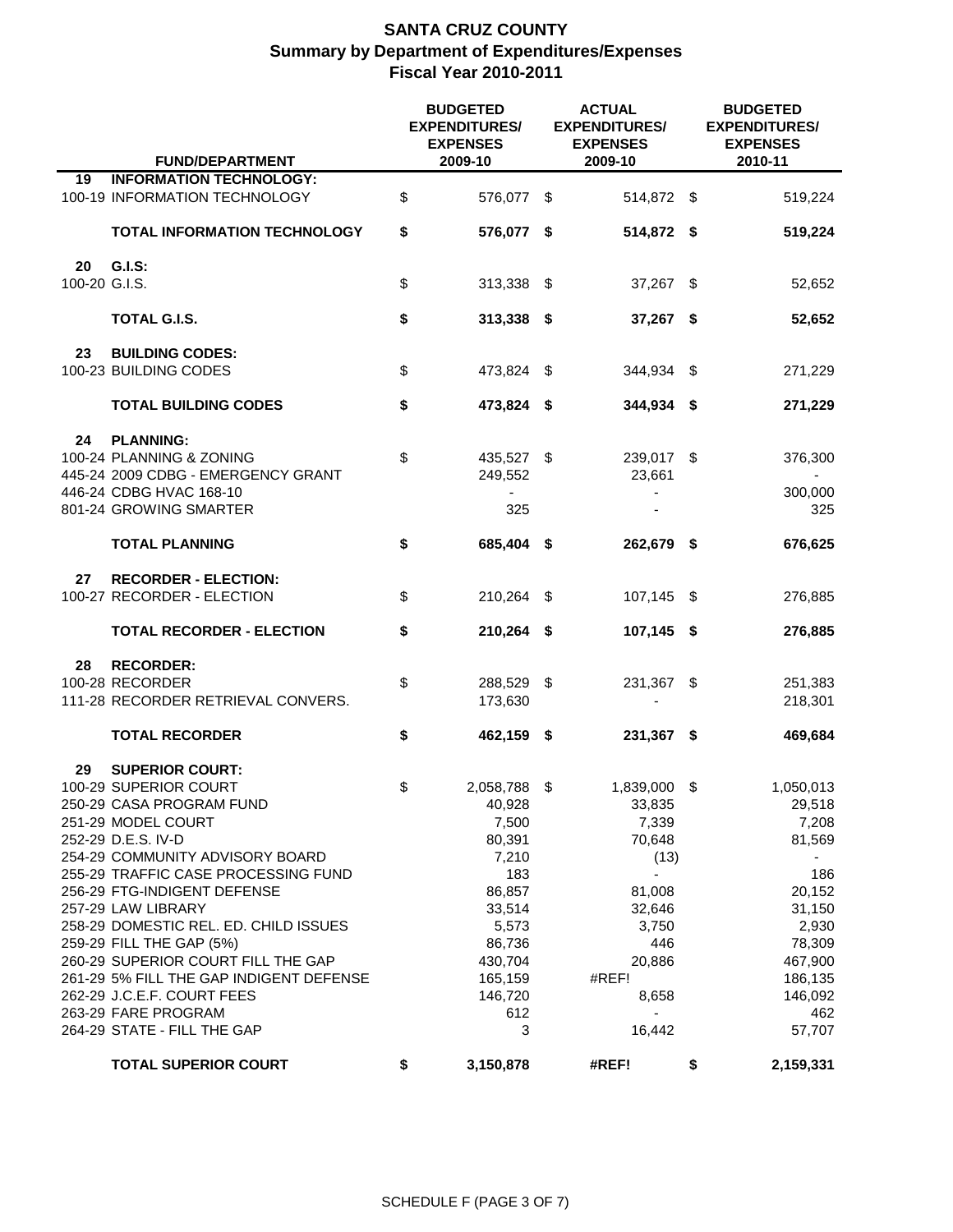# SANTA CRUZ COUNTY
## Summary by Department of Expenditures/Expenses
## Fiscal Year 2010-2011

| | FUND/DEPARTMENT | BUDGETED EXPENDITURES/ EXPENSES 2009-10 | ACTUAL EXPENDITURES/ EXPENSES 2009-10 | BUDGETED EXPENDITURES/ EXPENSES 2010-11 |
|---|---|---|---|---|
| **19** | **INFORMATION TECHNOLOGY:** | | | |
| 100-19 | INFORMATION TECHNOLOGY | $ 576,077 | $ 514,872 | $ 519,224 |
| | **TOTAL INFORMATION TECHNOLOGY** | **$ 576,077** | **$ 514,872** | **$ 519,224** |
| **20** | **G.I.S:** | | | |
| 100-20 | G.I.S. | $ 313,338 | $ 37,267 | $ 52,652 |
| | **TOTAL G.I.S.** | **$ 313,338** | **$ 37,267** | **$ 52,652** |
| **23** | **BUILDING CODES:** | | | |
| 100-23 | BUILDING CODES | $ 473,824 | $ 344,934 | $ 271,229 |
| | **TOTAL BUILDING CODES** | **$ 473,824** | **$ 344,934** | **$ 271,229** |
| **24** | **PLANNING:** | | | |
| 100-24 | PLANNING & ZONING | $ 435,527 | $ 239,017 | $ 376,300 |
| 445-24 | 2009 CDBG - EMERGENCY GRANT | 249,552 | 23,661 | - |
| 446-24 | CDBG HVAC 168-10 | - | - | 300,000 |
| 801-24 | GROWING SMARTER | 325 | - | 325 |
| | **TOTAL PLANNING** | **$ 685,404** | **$ 262,679** | **$ 676,625** |
| **27** | **RECORDER - ELECTION:** | | | |
| 100-27 | RECORDER - ELECTION | $ 210,264 | $ 107,145 | $ 276,885 |
| | **TOTAL RECORDER - ELECTION** | **$ 210,264** | **$ 107,145** | **$ 276,885** |
| **28** | **RECORDER:** | | | |
| 100-28 | RECORDER | $ 288,529 | $ 231,367 | $ 251,383 |
| 111-28 | RECORDER RETRIEVAL CONVERS. | 173,630 | - | 218,301 |
| | **TOTAL RECORDER** | **$ 462,159** | **$ 231,367** | **$ 469,684** |
| **29** | **SUPERIOR COURT:** | | | |
| 100-29 | SUPERIOR COURT | $ 2,058,788 | $ 1,839,000 | $ 1,050,013 |
| 250-29 | CASA PROGRAM FUND | 40,928 | 33,835 | 29,518 |
| 251-29 | MODEL COURT | 7,500 | 7,339 | 7,208 |
| 252-29 | D.E.S. IV-D | 80,391 | 70,648 | 81,569 |
| 254-29 | COMMUNITY ADVISORY BOARD | 7,210 | (13) | - |
| 255-29 | TRAFFIC CASE PROCESSING FUND | 183 | - | 186 |
| 256-29 | FTG-INDIGENT DEFENSE | 86,857 | 81,008 | 20,152 |
| 257-29 | LAW LIBRARY | 33,514 | 32,646 | 31,150 |
| 258-29 | DOMESTIC REL. ED. CHILD ISSUES | 5,573 | 3,750 | 2,930 |
| 259-29 | FILL THE GAP (5%) | 86,736 | 446 | 78,309 |
| 260-29 | SUPERIOR COURT FILL THE GAP | 430,704 | 20,886 | 467,900 |
| 261-29 | 5% FILL THE GAP INDIGENT DEFENSE | 165,159 | #REF! | 186,135 |
| 262-29 | J.C.E.F. COURT FEES | 146,720 | 8,658 | 146,092 |
| 263-29 | FARE PROGRAM | 612 | - | 462 |
| 264-29 | STATE - FILL THE GAP | 3 | 16,442 | 57,707 |
| | **TOTAL SUPERIOR COURT** | **$ 3,150,878** | **#REF!** | **$ 2,159,331** |

SCHEDULE F (PAGE 3 OF 7)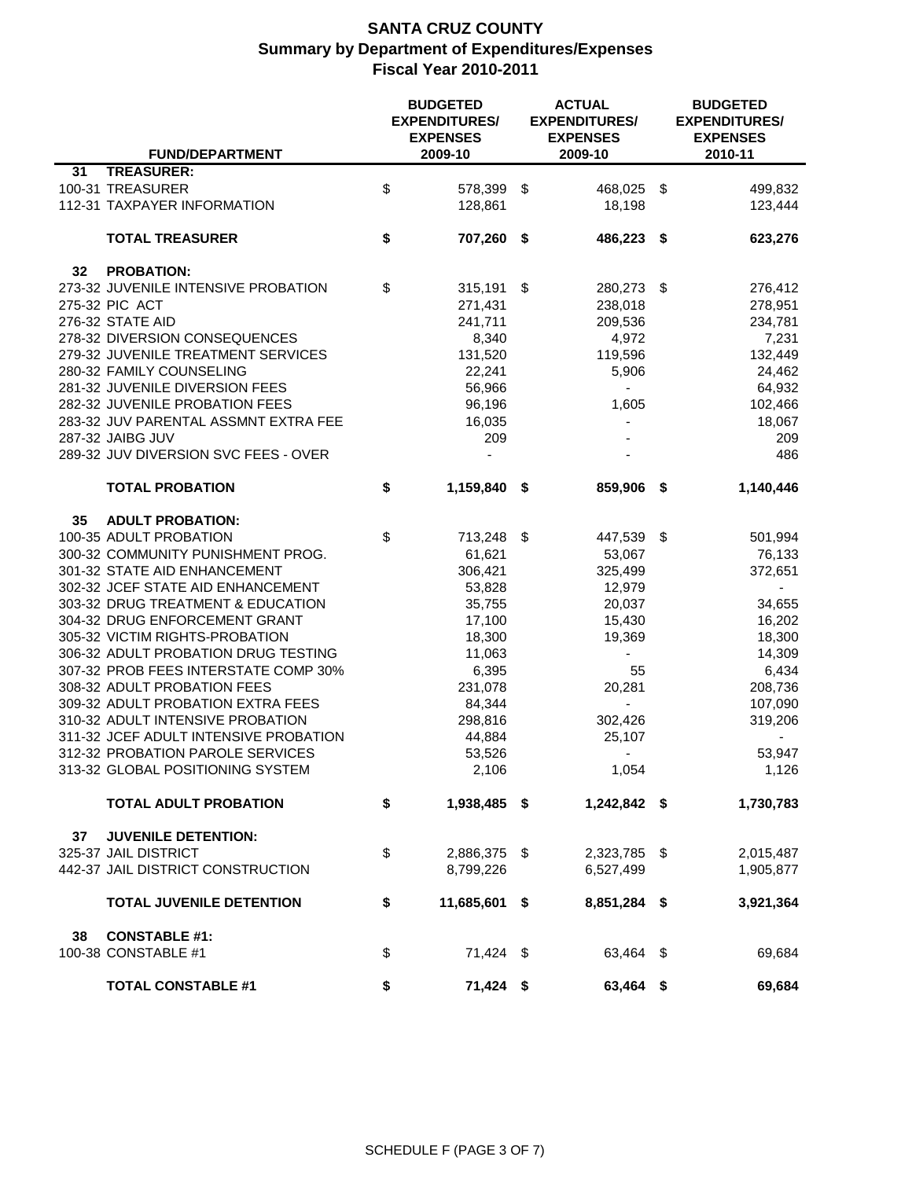# SANTA CRUZ COUNTY

## Summary by Department of Expenditures/Expenses

### Fiscal Year 2010-2011

| | FUND/DEPARTMENT | BUDGETED EXPENDITURES/ EXPENSES 2009-10 | ACTUAL EXPENDITURES/ EXPENSES 2009-10 | BUDGETED EXPENDITURES/ EXPENSES 2010-11 |
|---|---|---|---|---|
| **31** | **TREASURER:** | | | |
| | 100-31 TREASURER | $ 578,399 | $ 468,025 | $ 499,832 |
| | 112-31 TAXPAYER INFORMATION | 128,861 | 18,198 | 123,444 |
| | **TOTAL TREASURER** | **$ 707,260** | **$ 486,223** | **$ 623,276** |
| **32** | **PROBATION:** | | | |
| | 273-32 JUVENILE INTENSIVE PROBATION | $ 315,191 | $ 280,273 | $ 276,412 |
| | 275-32 PIC ACT | 271,431 | 238,018 | 278,951 |
| | 276-32 STATE AID | 241,711 | 209,536 | 234,781 |
| | 278-32 DIVERSION CONSEQUENCES | 8,340 | 4,972 | 7,231 |
| | 279-32 JUVENILE TREATMENT SERVICES | 131,520 | 119,596 | 132,449 |
| | 280-32 FAMILY COUNSELING | 22,241 | 5,906 | 24,462 |
| | 281-32 JUVENILE DIVERSION FEES | 56,966 | - | 64,932 |
| | 282-32 JUVENILE PROBATION FEES | 96,196 | 1,605 | 102,466 |
| | 283-32 JUV PARENTAL ASSMNT EXTRA FEE | 16,035 | - | 18,067 |
| | 287-32 JAIBG JUV | 209 | - | 209 |
| | 289-32 JUV DIVERSION SVC FEES - OVER | - | - | 486 |
| | **TOTAL PROBATION** | **$ 1,159,840** | **$ 859,906** | **$ 1,140,446** |
| **35** | **ADULT PROBATION:** | | | |
| | 100-35 ADULT PROBATION | $ 713,248 | $ 447,539 | $ 501,994 |
| | 300-32 COMMUNITY PUNISHMENT PROG. | 61,621 | 53,067 | 76,133 |
| | 301-32 STATE AID ENHANCEMENT | 306,421 | 325,499 | 372,651 |
| | 302-32 JCEF STATE AID ENHANCEMENT | 53,828 | 12,979 | - |
| | 303-32 DRUG TREATMENT & EDUCATION | 35,755 | 20,037 | 34,655 |
| | 304-32 DRUG ENFORCEMENT GRANT | 17,100 | 15,430 | 16,202 |
| | 305-32 VICTIM RIGHTS-PROBATION | 18,300 | 19,369 | 18,300 |
| | 306-32 ADULT PROBATION DRUG TESTING | 11,063 | - | 14,309 |
| | 307-32 PROB FEES INTERSTATE COMP 30% | 6,395 | 55 | 6,434 |
| | 308-32 ADULT PROBATION FEES | 231,078 | 20,281 | 208,736 |
| | 309-32 ADULT PROBATION EXTRA FEES | 84,344 | - | 107,090 |
| | 310-32 ADULT INTENSIVE PROBATION | 298,816 | 302,426 | 319,206 |
| | 311-32 JCEF ADULT INTENSIVE PROBATION | 44,884 | 25,107 | - |
| | 312-32 PROBATION PAROLE SERVICES | 53,526 | - | 53,947 |
| | 313-32 GLOBAL POSITIONING SYSTEM | 2,106 | 1,054 | 1,126 |
| | **TOTAL ADULT PROBATION** | **$ 1,938,485** | **$ 1,242,842** | **$ 1,730,783** |
| **37** | **JUVENILE DETENTION:** | | | |
| | 325-37 JAIL DISTRICT | $ 2,886,375 | $ 2,323,785 | $ 2,015,487 |
| | 442-37 JAIL DISTRICT CONSTRUCTION | 8,799,226 | 6,527,499 | 1,905,877 |
| | **TOTAL JUVENILE DETENTION** | **$ 11,685,601** | **$ 8,851,284** | **$ 3,921,364** |
| **38** | **CONSTABLE #1:** | | | |
| | 100-38 CONSTABLE #1 | $ 71,424 | $ 63,464 | $ 69,684 |
| | **TOTAL CONSTABLE #1** | **$ 71,424** | **$ 63,464** | **$ 69,684** |

SCHEDULE F (PAGE 3 OF 7)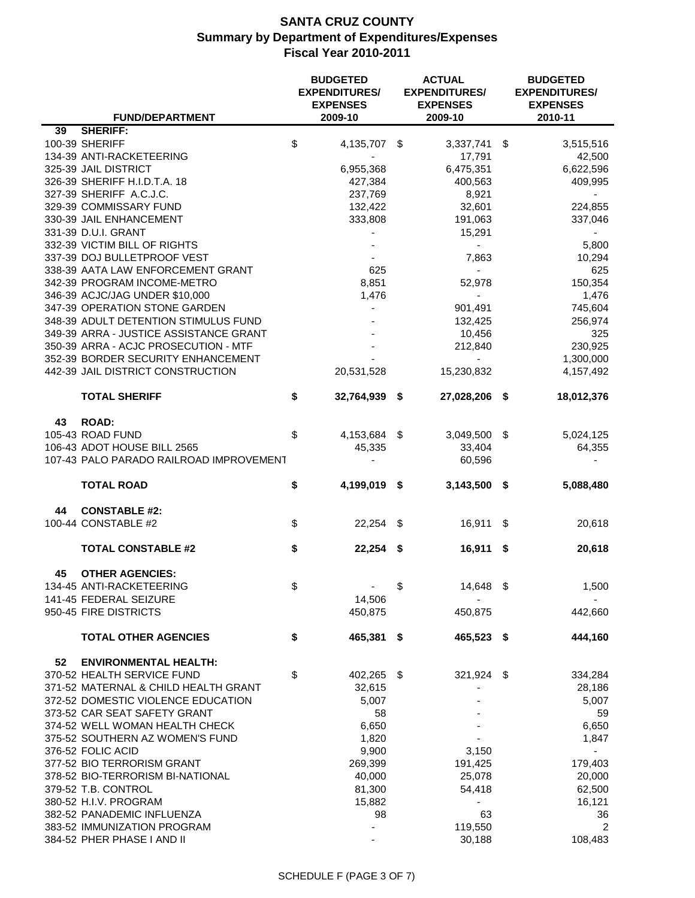# SANTA CRUZ COUNTY
## Summary by Department of Expenditures/Expenses
## Fiscal Year 2010-2011

| FUND/DEPARTMENT | BUDGETED EXPENDITURES/ EXPENSES 2009-10 | ACTUAL EXPENDITURES/ EXPENSES 2009-10 | BUDGETED EXPENDITURES/ EXPENSES 2010-11 |
|---|---|---|---|
| **39 SHERIFF:** | | | |
| 100-39 SHERIFF | $ 4,135,707 | $ 3,337,741 | $ 3,515,516 |
| 134-39 ANTI-RACKETEERING | - | 17,791 | 42,500 |
| 325-39 JAIL DISTRICT | 6,955,368 | 6,475,351 | 6,622,596 |
| 326-39 SHERIFF H.I.D.T.A. 18 | 427,384 | 400,563 | 409,995 |
| 327-39 SHERIFF A.C.J.C. | 237,769 | 8,921 | - |
| 329-39 COMMISSARY FUND | 132,422 | 32,601 | 224,855 |
| 330-39 JAIL ENHANCEMENT | 333,808 | 191,063 | 337,046 |
| 331-39 D.U.I. GRANT | - | 15,291 | - |
| 332-39 VICTIM BILL OF RIGHTS | - | - | 5,800 |
| 337-39 DOJ BULLETPROOF VEST | - | 7,863 | 10,294 |
| 338-39 AATA LAW ENFORCEMENT GRANT | 625 | - | 625 |
| 342-39 PROGRAM INCOME-METRO | 8,851 | 52,978 | 150,354 |
| 346-39 ACJC/JAG UNDER $10,000 | 1,476 | - | 1,476 |
| 347-39 OPERATION STONE GARDEN | - | 901,491 | 745,604 |
| 348-39 ADULT DETENTION STIMULUS FUND | - | 132,425 | 256,974 |
| 349-39 ARRA - JUSTICE ASSISTANCE GRANT | - | 10,456 | 325 |
| 350-39 ARRA - ACJC PROSECUTION - MTF | - | 212,840 | 230,925 |
| 352-39 BORDER SECURITY ENHANCEMENT | - | - | 1,300,000 |
| 442-39 JAIL DISTRICT CONSTRUCTION | 20,531,528 | 15,230,832 | 4,157,492 |
| **TOTAL SHERIFF** | **$ 32,764,939** | **$ 27,028,206** | **$ 18,012,376** |
| **43 ROAD:** | | | |
| 105-43 ROAD FUND | $ 4,153,684 | $ 3,049,500 | $ 5,024,125 |
| 106-43 ADOT HOUSE BILL 2565 | 45,335 | 33,404 | 64,355 |
| 107-43 PALO PARADO RAILROAD IMPROVEMENT | - | 60,596 | - |
| **TOTAL ROAD** | **$ 4,199,019** | **$ 3,143,500** | **$ 5,088,480** |
| **44 CONSTABLE #2:** | | | |
| 100-44 CONSTABLE #2 | $ 22,254 | $ 16,911 | $ 20,618 |
| **TOTAL CONSTABLE #2** | **$ 22,254** | **$ 16,911** | **$ 20,618** |
| **45 OTHER AGENCIES:** | | | |
| 134-45 ANTI-RACKETEERING | $ - | $ 14,648 | $ 1,500 |
| 141-45 FEDERAL SEIZURE | 14,506 | - | - |
| 950-45 FIRE DISTRICTS | 450,875 | 450,875 | 442,660 |
| **TOTAL OTHER AGENCIES** | **$ 465,381** | **$ 465,523** | **$ 444,160** |
| **52 ENVIRONMENTAL HEALTH:** | | | |
| 370-52 HEALTH SERVICE FUND | $ 402,265 | $ 321,924 | $ 334,284 |
| 371-52 MATERNAL & CHILD HEALTH GRANT | 32,615 | - | 28,186 |
| 372-52 DOMESTIC VIOLENCE EDUCATION | 5,007 | - | 5,007 |
| 373-52 CAR SEAT SAFETY GRANT | 58 | - | 59 |
| 374-52 WELL WOMAN HEALTH CHECK | 6,650 | - | 6,650 |
| 375-52 SOUTHERN AZ WOMEN'S FUND | 1,820 | - | 1,847 |
| 376-52 FOLIC ACID | 9,900 | 3,150 | - |
| 377-52 BIO TERRORISM GRANT | 269,399 | 191,425 | 179,403 |
| 378-52 BIO-TERRORISM BI-NATIONAL | 40,000 | 25,078 | 20,000 |
| 379-52 T.B. CONTROL | 81,300 | 54,418 | 62,500 |
| 380-52 H.I.V. PROGRAM | 15,882 | - | 16,121 |
| 382-52 PANADEMIC INFLUENZA | 98 | 63 | 36 |
| 383-52 IMMUNIZATION PROGRAM | - | 119,550 | 2 |
| 384-52 PHER PHASE I AND II | - | 30,188 | 108,483 |

SCHEDULE F (PAGE 3 OF 7)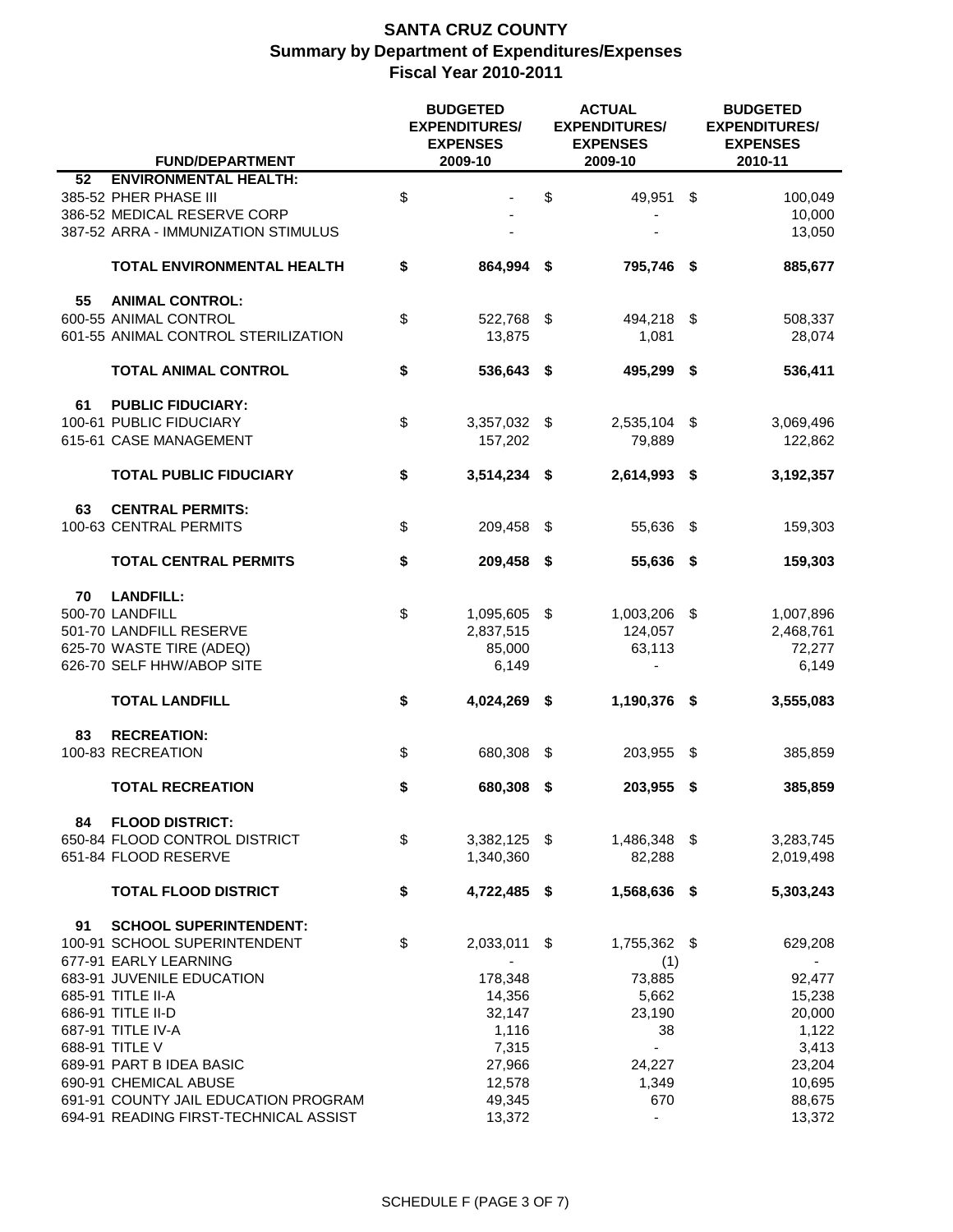# SANTA CRUZ COUNTY
## Summary by Department of Expenditures/Expenses
## Fiscal Year 2010-2011

| | FUND/DEPARTMENT | BUDGETED EXPENDITURES/ EXPENSES 2009-10 | ACTUAL EXPENDITURES/ EXPENSES 2009-10 | BUDGETED EXPENDITURES/ EXPENSES 2010-11 |
|---|---|---|---|---|
| 52 | **ENVIRONMENTAL HEALTH:** | | | |
| | 385-52 PHER PHASE III | $ - | $ 49,951 | $ 100,049 |
| | 386-52 MEDICAL RESERVE CORP | - | - | 10,000 |
| | 387-52 ARRA - IMMUNIZATION STIMULUS | - | - | 13,050 |
| | **TOTAL ENVIRONMENTAL HEALTH** | **$ 864,994** | **$ 795,746** | **$ 885,677** |
| 55 | **ANIMAL CONTROL:** | | | |
| | 600-55 ANIMAL CONTROL | $ 522,768 | $ 494,218 | $ 508,337 |
| | 601-55 ANIMAL CONTROL STERILIZATION | 13,875 | 1,081 | 28,074 |
| | **TOTAL ANIMAL CONTROL** | **$ 536,643** | **$ 495,299** | **$ 536,411** |
| 61 | **PUBLIC FIDUCIARY:** | | | |
| | 100-61 PUBLIC FIDUCIARY | $ 3,357,032 | $ 2,535,104 | $ 3,069,496 |
| | 615-61 CASE MANAGEMENT | 157,202 | 79,889 | 122,862 |
| | **TOTAL PUBLIC FIDUCIARY** | **$ 3,514,234** | **$ 2,614,993** | **$ 3,192,357** |
| 63 | **CENTRAL PERMITS:** | | | |
| | 100-63 CENTRAL PERMITS | $ 209,458 | $ 55,636 | $ 159,303 |
| | **TOTAL CENTRAL PERMITS** | **$ 209,458** | **$ 55,636** | **$ 159,303** |
| 70 | **LANDFILL:** | | | |
| | 500-70 LANDFILL | $ 1,095,605 | $ 1,003,206 | $ 1,007,896 |
| | 501-70 LANDFILL RESERVE | 2,837,515 | 124,057 | 2,468,761 |
| | 625-70 WASTE TIRE (ADEQ) | 85,000 | 63,113 | 72,277 |
| | 626-70 SELF HHW/ABOP SITE | 6,149 | - | 6,149 |
| | **TOTAL LANDFILL** | **$ 4,024,269** | **$ 1,190,376** | **$ 3,555,083** |
| 83 | **RECREATION:** | | | |
| | 100-83 RECREATION | $ 680,308 | $ 203,955 | $ 385,859 |
| | **TOTAL RECREATION** | **$ 680,308** | **$ 203,955** | **$ 385,859** |
| 84 | **FLOOD DISTRICT:** | | | |
| | 650-84 FLOOD CONTROL DISTRICT | $ 3,382,125 | $ 1,486,348 | $ 3,283,745 |
| | 651-84 FLOOD RESERVE | 1,340,360 | 82,288 | 2,019,498 |
| | **TOTAL FLOOD DISTRICT** | **$ 4,722,485** | **$ 1,568,636** | **$ 5,303,243** |
| 91 | **SCHOOL SUPERINTENDENT:** | | | |
| | 100-91 SCHOOL SUPERINTENDENT | $ 2,033,011 | $ 1,755,362 | $ 629,208 |
| | 677-91 EARLY LEARNING | - | (1) | - |
| | 683-91 JUVENILE EDUCATION | 178,348 | 73,885 | 92,477 |
| | 685-91 TITLE II-A | 14,356 | 5,662 | 15,238 |
| | 686-91 TITLE II-D | 32,147 | 23,190 | 20,000 |
| | 687-91 TITLE IV-A | 1,116 | 38 | 1,122 |
| | 688-91 TITLE V | 7,315 | - | 3,413 |
| | 689-91 PART B IDEA BASIC | 27,966 | 24,227 | 23,204 |
| | 690-91 CHEMICAL ABUSE | 12,578 | 1,349 | 10,695 |
| | 691-91 COUNTY JAIL EDUCATION PROGRAM | 49,345 | 670 | 88,675 |
| | 694-91 READING FIRST-TECHNICAL ASSIST | 13,372 | - | 13,372 |

SCHEDULE F (PAGE 3 OF 7)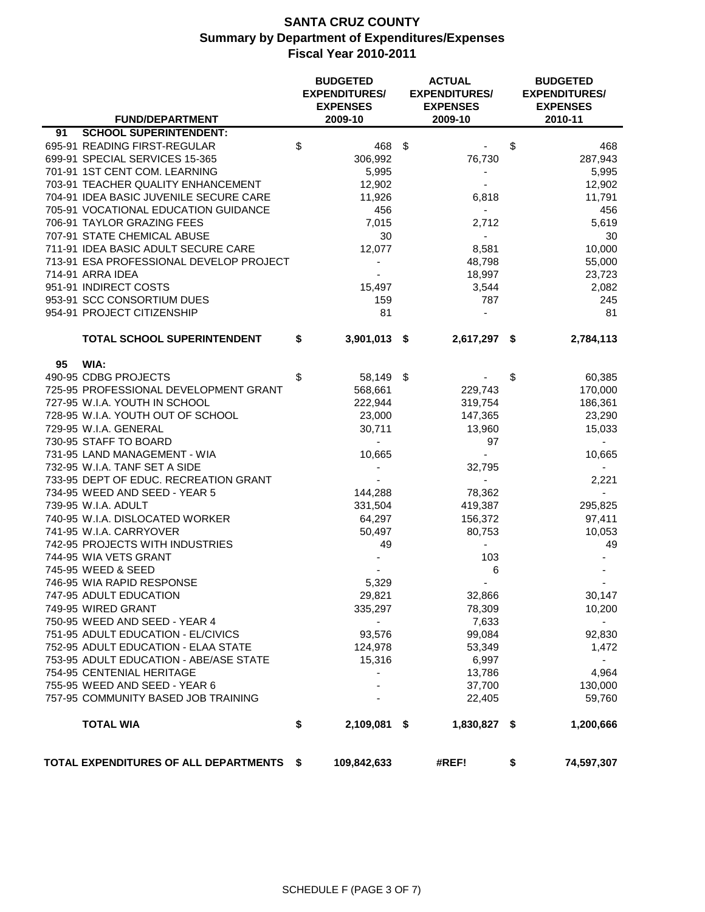# SANTA CRUZ COUNTY
## Summary by Department of Expenditures/Expenses
### Fiscal Year 2010-2011

| FUND/DEPARTMENT | BUDGETED EXPENDITURES/ EXPENSES 2009-10 | ACTUAL EXPENDITURES/ EXPENSES 2009-10 | BUDGETED EXPENDITURES/ EXPENSES 2010-11 |
|---|---|---|---|
| **91 SCHOOL SUPERINTENDENT:** | | | |
| 695-91 READING FIRST-REGULAR | $ 468 | $ - | $ 468 |
| 699-91 SPECIAL SERVICES 15-365 | 306,992 | 76,730 | 287,943 |
| 701-91 1ST CENT COM. LEARNING | 5,995 | - | 5,995 |
| 703-91 TEACHER QUALITY ENHANCEMENT | 12,902 | - | 12,902 |
| 704-91 IDEA BASIC JUVENILE SECURE CARE | 11,926 | 6,818 | 11,791 |
| 705-91 VOCATIONAL EDUCATION GUIDANCE | 456 | - | 456 |
| 706-91 TAYLOR GRAZING FEES | 7,015 | 2,712 | 5,619 |
| 707-91 STATE CHEMICAL ABUSE | 30 | - | 30 |
| 711-91 IDEA BASIC ADULT SECURE CARE | 12,077 | 8,581 | 10,000 |
| 713-91 ESA PROFESSIONAL DEVELOP PROJECT | - | 48,798 | 55,000 |
| 714-91 ARRA IDEA | - | 18,997 | 23,723 |
| 951-91 INDIRECT COSTS | 15,497 | 3,544 | 2,082 |
| 953-91 SCC CONSORTIUM DUES | 159 | 787 | 245 |
| 954-91 PROJECT CITIZENSHIP | 81 | - | 81 |
| **TOTAL SCHOOL SUPERINTENDENT** | **$ 3,901,013** | **$ 2,617,297** | **$ 2,784,113** |
| **95 WIA:** | | | |
| 490-95 CDBG PROJECTS | $ 58,149 | $ - | $ 60,385 |
| 725-95 PROFESSIONAL DEVELOPMENT GRANT | 568,661 | 229,743 | 170,000 |
| 727-95 W.I.A. YOUTH IN SCHOOL | 222,944 | 319,754 | 186,361 |
| 728-95 W.I.A. YOUTH OUT OF SCHOOL | 23,000 | 147,365 | 23,290 |
| 729-95 W.I.A. GENERAL | 30,711 | 13,960 | 15,033 |
| 730-95 STAFF TO BOARD | - | 97 | - |
| 731-95 LAND MANAGEMENT - WIA | 10,665 | - | 10,665 |
| 732-95 W.I.A. TANF SET A SIDE | - | 32,795 | - |
| 733-95 DEPT OF EDUC. RECREATION GRANT | - | - | 2,221 |
| 734-95 WEED AND SEED - YEAR 5 | 144,288 | 78,362 | - |
| 739-95 W.I.A. ADULT | 331,504 | 419,387 | 295,825 |
| 740-95 W.I.A. DISLOCATED WORKER | 64,297 | 156,372 | 97,411 |
| 741-95 W.I.A. CARRYOVER | 50,497 | 80,753 | 10,053 |
| 742-95 PROJECTS WITH INDUSTRIES | 49 | - | 49 |
| 744-95 WIA VETS GRANT | - | 103 | - |
| 745-95 WEED & SEED | - | 6 | - |
| 746-95 WIA RAPID RESPONSE | 5,329 | - | - |
| 747-95 ADULT EDUCATION | 29,821 | 32,866 | 30,147 |
| 749-95 WIRED GRANT | 335,297 | 78,309 | 10,200 |
| 750-95 WEED AND SEED - YEAR 4 | - | 7,633 | - |
| 751-95 ADULT EDUCATION - EL/CIVICS | 93,576 | 99,084 | 92,830 |
| 752-95 ADULT EDUCATION - ELAA STATE | 124,978 | 53,349 | 1,472 |
| 753-95 ADULT EDUCATION - ABE/ASE STATE | 15,316 | 6,997 | - |
| 754-95 CENTENIAL HERITAGE | - | 13,786 | 4,964 |
| 755-95 WEED AND SEED - YEAR 6 | - | 37,700 | 130,000 |
| 757-95 COMMUNITY BASED JOB TRAINING | - | 22,405 | 59,760 |
| **TOTAL WIA** | **$ 2,109,081** | **$ 1,830,827** | **$ 1,200,666** |
| **TOTAL EXPENDITURES OF ALL DEPARTMENTS** | **$ 109,842,633** | **#REF!** | **$ 74,597,307** |

SCHEDULE F (PAGE 3 OF 7)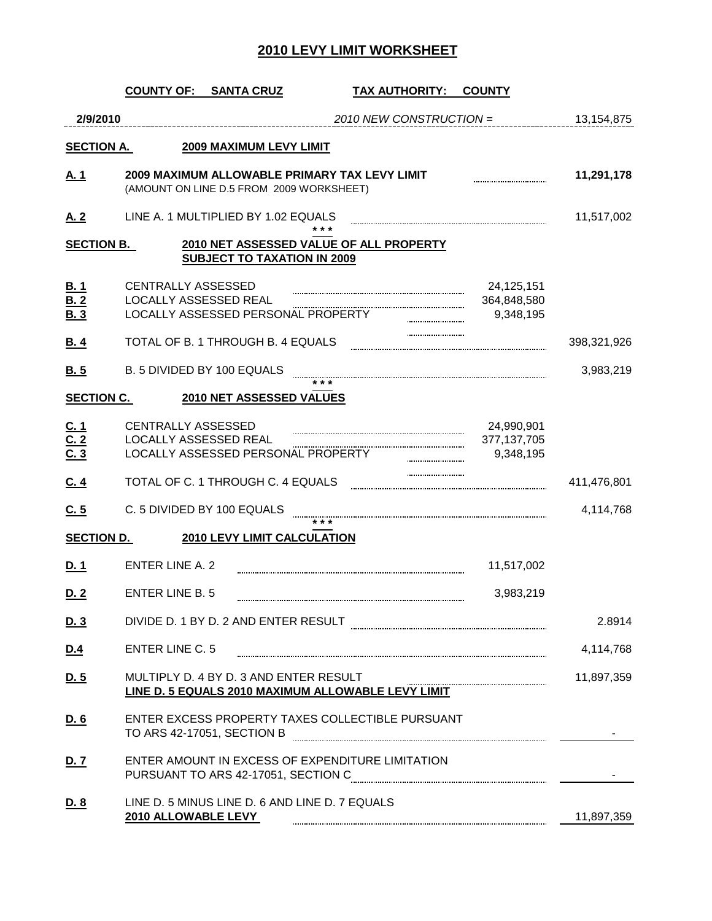# 2010 LEVY LIMIT WORKSHEET

**COUNTY OF: SANTA CRUZ** **TAX AUTHORITY: COUNTY**

**2/9/2010** *2010 NEW CONSTRUCTION =* 13,154,875

## SECTION A. 2009 MAXIMUM LEVY LIMIT

| | | | |
|---|---|---|---|
| **A. 1** | **2009 MAXIMUM ALLOWABLE PRIMARY TAX LEVY LIMIT** (AMOUNT ON LINE D.5 FROM 2009 WORKSHEET) | | **11,291,178** |
| **A. 2** | LINE A. 1 MULTIPLIED BY 1.02 EQUALS | | 11,517,002 |

\* \* \*

## SECTION B. 2010 NET ASSESSED VALUE OF ALL PROPERTY SUBJECT TO TAXATION IN 2009

| | | | |
|---|---|---|---|
| **B. 1** | CENTRALLY ASSESSED | 24,125,151 | |
| **B. 2** | LOCALLY ASSESSED REAL | 364,848,580 | |
| **B. 3** | LOCALLY ASSESSED PERSONAL PROPERTY | 9,348,195 | |
| **B. 4** | TOTAL OF B. 1 THROUGH B. 4 EQUALS | | 398,321,926 |
| **B. 5** | B. 5 DIVIDED BY 100 EQUALS | | 3,983,219 |

\* \* \*

## SECTION C. 2010 NET ASSESSED VALUES

| | | | |
|---|---|---|---|
| **C. 1** | CENTRALLY ASSESSED | 24,990,901 | |
| **C. 2** | LOCALLY ASSESSED REAL | 377,137,705 | |
| **C. 3** | LOCALLY ASSESSED PERSONAL PROPERTY | 9,348,195 | |
| **C. 4** | TOTAL OF C. 1 THROUGH C. 4 EQUALS | | 411,476,801 |
| **C. 5** | C. 5 DIVIDED BY 100 EQUALS | | 4,114,768 |

\* \* \*

## SECTION D. 2010 LEVY LIMIT CALCULATION

| | | | |
|---|---|---|---|
| **D. 1** | ENTER LINE A. 2 | 11,517,002 | |
| **D. 2** | ENTER LINE B. 5 | 3,983,219 | |
| **D. 3** | DIVIDE D. 1 BY D. 2 AND ENTER RESULT | | 2.8914 |
| **D.4** | ENTER LINE C. 5 | | 4,114,768 |
| **D. 5** | MULTIPLY D. 4 BY D. 3 AND ENTER RESULT **LINE D. 5 EQUALS 2010 MAXIMUM ALLOWABLE LEVY LIMIT** | | 11,897,359 |
| **D. 6** | ENTER EXCESS PROPERTY TAXES COLLECTIBLE PURSUANT TO ARS 42-17051, SECTION B | | - |
| **D. 7** | ENTER AMOUNT IN EXCESS OF EXPENDITURE LIMITATION PURSUANT TO ARS 42-17051, SECTION C | | - |
| **D. 8** | LINE D. 5 MINUS LINE D. 6 AND LINE D. 7 EQUALS **2010 ALLOWABLE LEVY** | | 11,897,359 |